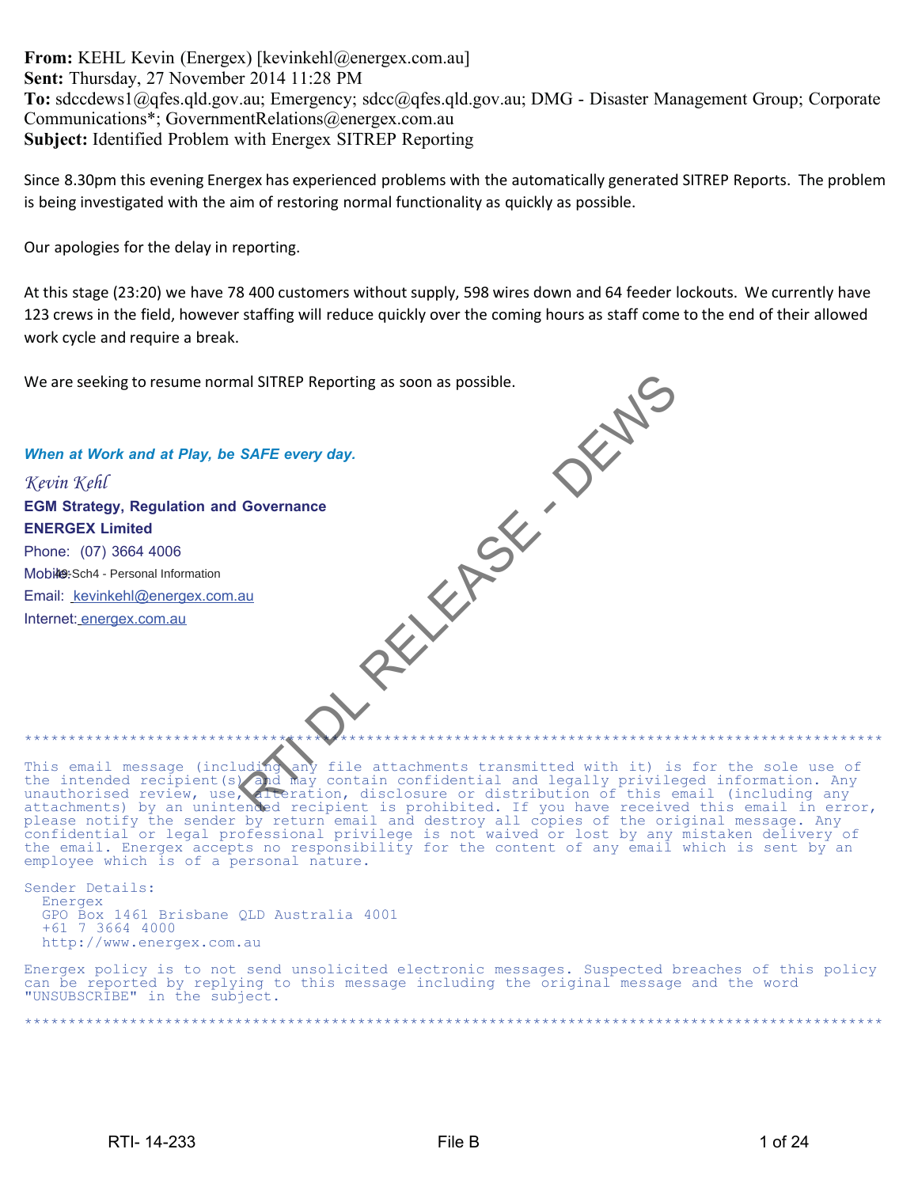**From:** KEHL Kevin (Energex) [kevinkehl@energex.com.au]
**Sent:** Thursday, 27 November 2014 11:28 PM
**To:** sdccdews1@qfes.qld.gov.au; Emergency; sdcc@qfes.qld.gov.au; DMG - Disaster Management Group; Corporate Communications*; GovernmentRelations@energex.com.au
**Subject:** Identified Problem with Energex SITREP Reporting

Since 8.30pm this evening Energex has experienced problems with the automatically generated SITREP Reports. The problem is being investigated with the aim of restoring normal functionality as quickly as possible.

Our apologies for the delay in reporting.

At this stage (23:20) we have 78 400 customers without supply, 598 wires down and 64 feeder lockouts. We currently have 123 crews in the field, however staffing will reduce quickly over the coming hours as staff come to the end of their allowed work cycle and require a break.

We are seeking to resume normal SITREP Reporting as soon as possible.

***When at Work and at Play, be SAFE every day.***

*Kevin Kehl*
**EGM Strategy, Regulation and Governance**
**ENERGEX Limited**
Phone: (07) 3664 4006
Mobile: 49:Sch4 - Personal Information
Email: kevinkehl@energex.com.au
Internet: energex.com.au

RTI DL RELEASE - DEWS

**********************************************************************************************

This email message (including any file attachments transmitted with it) is for the sole use of the intended recipient(s) and may contain confidential and legally privileged information. Any unauthorised review, use, alteration, disclosure or distribution of this email (including any attachments) by an unintended recipient is prohibited. If you have received this email in error, please notify the sender by return email and destroy all copies of the original message. Any confidential or legal professional privilege is not waived or lost by any mistaken delivery of the email. Energex accepts no responsibility for the content of any email which is sent by an employee which is of a personal nature.

Sender Details:
Energex
GPO Box 1461 Brisbane QLD Australia 4001
+61 7 3664 4000
http://www.energex.com.au

Energex policy is to not send unsolicited electronic messages. Suspected breaches of this policy can be reported by replying to this message including the original message and the word "UNSUBSCRIBE" in the subject.

**********************************************************************************************

RTI- 14-233 File B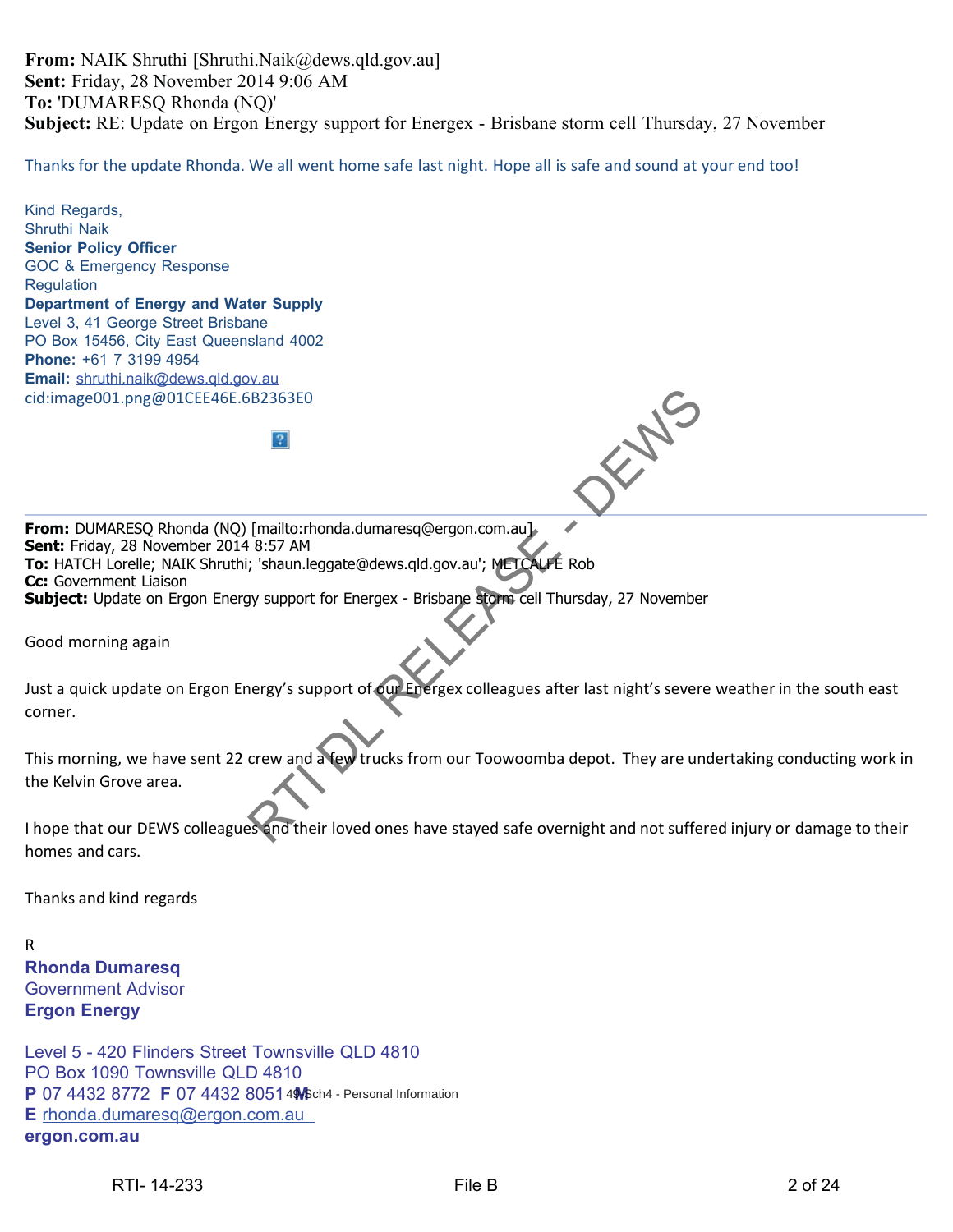**From:** NAIK Shruthi [Shruthi.Naik@dews.qld.gov.au]
**Sent:** Friday, 28 November 2014 9:06 AM
**To:** 'DUMARESQ Rhonda (NQ)'
**Subject:** RE: Update on Ergon Energy support for Energex - Brisbane storm cell Thursday, 27 November

Thanks for the update Rhonda. We all went home safe last night. Hope all is safe and sound at your end too!

Kind Regards,
Shruthi Naik
**Senior Policy Officer**
GOC & Emergency Response
Regulation
**Department of Energy and Water Supply**
Level 3, 41 George Street Brisbane
PO Box 15456, City East Queensland 4002
**Phone:** +61 7 3199 4954
**Email:** shruthi.naik@dews.qld.gov.au
cid:image001.png@01CEE46E.6B2363E0

---

**From:** DUMARESQ Rhonda (NQ) [mailto:rhonda.dumaresq@ergon.com.au]
**Sent:** Friday, 28 November 2014 8:57 AM
**To:** HATCH Lorelle; NAIK Shruthi; 'shaun.leggate@dews.qld.gov.au'; METCALFE Rob
**Cc:** Government Liaison
**Subject:** Update on Ergon Energy support for Energex - Brisbane storm cell Thursday, 27 November

Good morning again

Just a quick update on Ergon Energy's support of our Energex colleagues after last night's severe weather in the south east corner.

This morning, we have sent 22 crew and a few trucks from our Toowoomba depot. They are undertaking conducting work in the Kelvin Grove area.

I hope that our DEWS colleagues and their loved ones have stayed safe overnight and not suffered injury or damage to their homes and cars.

Thanks and kind regards

R
**Rhonda Dumaresq**
Government Advisor
**Ergon Energy**

Level 5 - 420 Flinders Street Townsville QLD 4810
PO Box 1090 Townsville QLD 4810
**P** 07 4432 8772 **F** 07 4432 8051 **M** 49Sch4 - Personal Information
**E** rhonda.dumaresq@ergon.com.au
**ergon.com.au**

RTI DL RELEASE - DEWS

RTI- 14-233 File B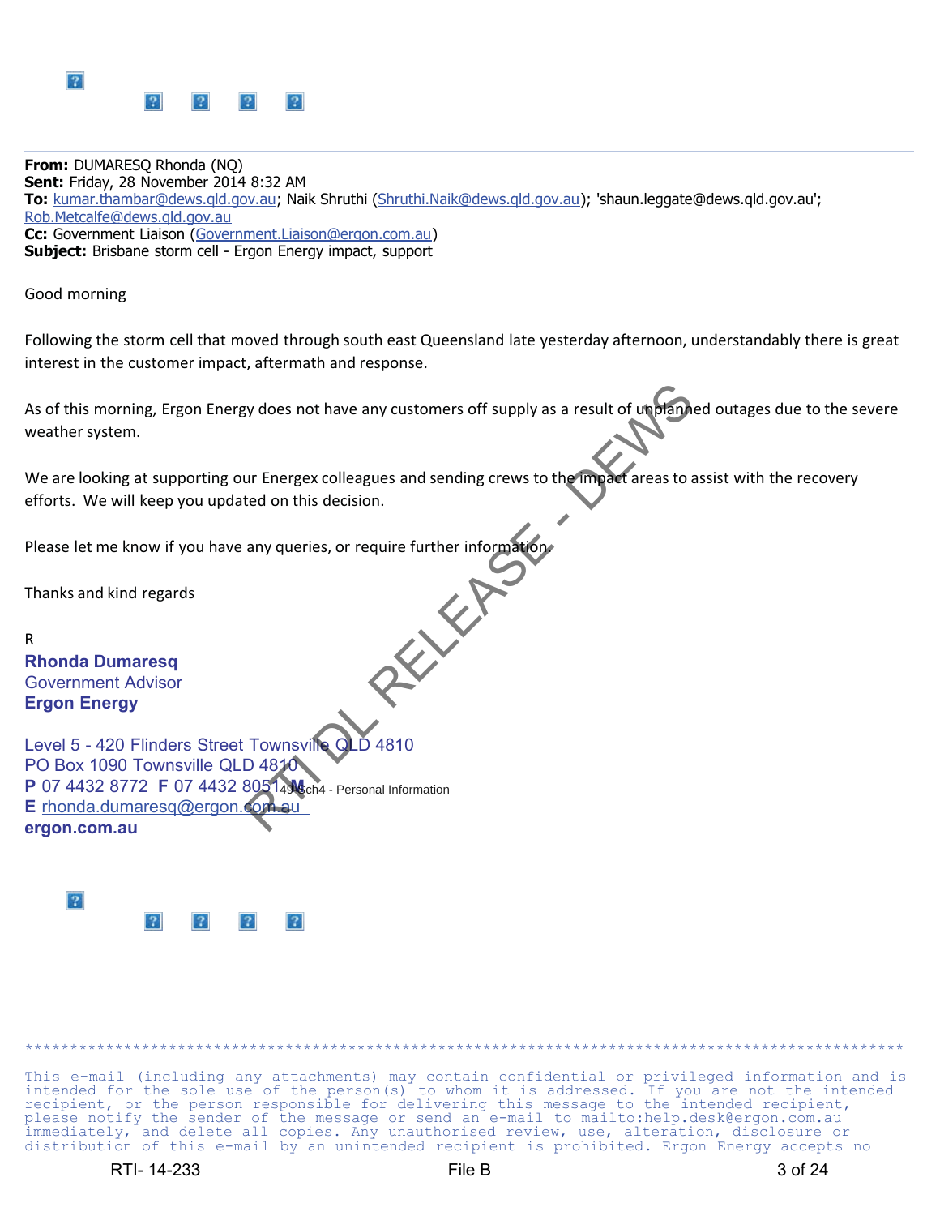**From:** DUMARESQ Rhonda (NQ)
**Sent:** Friday, 28 November 2014 8:32 AM
**To:** kumar.thambar@dews.qld.gov.au; Naik Shruthi (Shruthi.Naik@dews.qld.gov.au); 'shaun.leggate@dews.qld.gov.au'; Rob.Metcalfe@dews.qld.gov.au
**Cc:** Government Liaison (Government.Liaison@ergon.com.au)
**Subject:** Brisbane storm cell - Ergon Energy impact, support

Good morning

Following the storm cell that moved through south east Queensland late yesterday afternoon, understandably there is great interest in the customer impact, aftermath and response.

As of this morning, Ergon Energy does not have any customers off supply as a result of unplanned outages due to the severe weather system.

We are looking at supporting our Energex colleagues and sending crews to the impact areas to assist with the recovery efforts. We will keep you updated on this decision.

Please let me know if you have any queries, or require further information.

Thanks and kind regards

R

**Rhonda Dumaresq**
Government Advisor
**Ergon Energy**

Level 5 - 420 Flinders Street Townsville QLD 4810
PO Box 1090 Townsville QLD 4810
**P** 07 4432 8772 **F** 07 4432 8051 **M** 49 Sch4 - Personal Information
**E** rhonda.dumaresq@ergon.com.au
**ergon.com.au**

******************************************************************************************

This e-mail (including any attachments) may contain confidential or privileged information and is intended for the sole use of the person(s) to whom it is addressed. If you are not the intended recipient, or the person responsible for delivering this message to the intended recipient, please notify the sender of the message or send an e-mail to mailto:help.desk@ergon.com.au immediately, and delete all copies. Any unauthorised review, use, alteration, disclosure or distribution of this e-mail by an unintended recipient is prohibited. Ergon Energy accepts no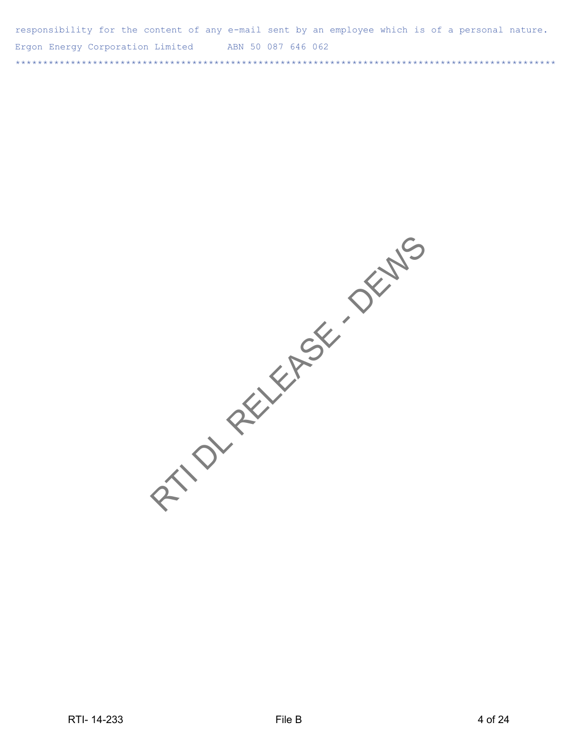responsibility for the content of any e-mail sent by an employee which is of a personal nature.

Ergon Energy Corporation Limited      ABN 50 087 646 062

**************************************************************************************************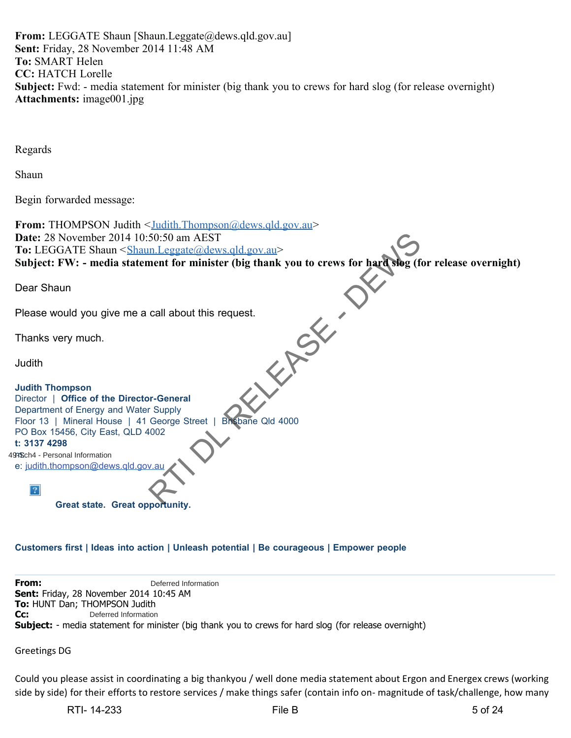**From:** LEGGATE Shaun [Shaun.Leggate@dews.qld.gov.au]
**Sent:** Friday, 28 November 2014 11:48 AM
**To:** SMART Helen
**CC:** HATCH Lorelle
**Subject:** Fwd: - media statement for minister (big thank you to crews for hard slog (for release overnight)
**Attachments:** image001.jpg

Regards

Shaun

Begin forwarded message:

**From:** THOMPSON Judith <Judith.Thompson@dews.qld.gov.au>
**Date:** 28 November 2014 10:50:50 am AEST
**To:** LEGGATE Shaun <Shaun.Leggate@dews.qld.gov.au>
**Subject: FW: - media statement for minister (big thank you to crews for hard slog (for release overnight)**

Dear Shaun

Please would you give me a call about this request.

Thanks very much.

Judith

**Judith Thompson**
Director | **Office of the Director-General**
Department of Energy and Water Supply
Floor 13 | Mineral House | 41 George Street | Brisbane Qld 4000
PO Box 15456, City East, QLD 4002
**t: 3137 4298**
49 Sch4 - Personal Information
e: judith.thompson@dews.qld.gov.au

**Great state. Great opportunity.**

**Customers first | Ideas into action | Unleash potential | Be courageous | Empower people**

---

**From:** Deferred Information
**Sent:** Friday, 28 November 2014 10:45 AM
**To:** HUNT Dan; THOMPSON Judith
**Cc:** Deferred Information
**Subject:** - media statement for minister (big thank you to crews for hard slog (for release overnight)

Greetings DG

Could you please assist in coordinating a big thankyou / well done media statement about Ergon and Energex crews (working side by side) for their efforts to restore services / make things safer (contain info on- magnitude of task/challenge, how many

RTI DL RELEASE - DEWS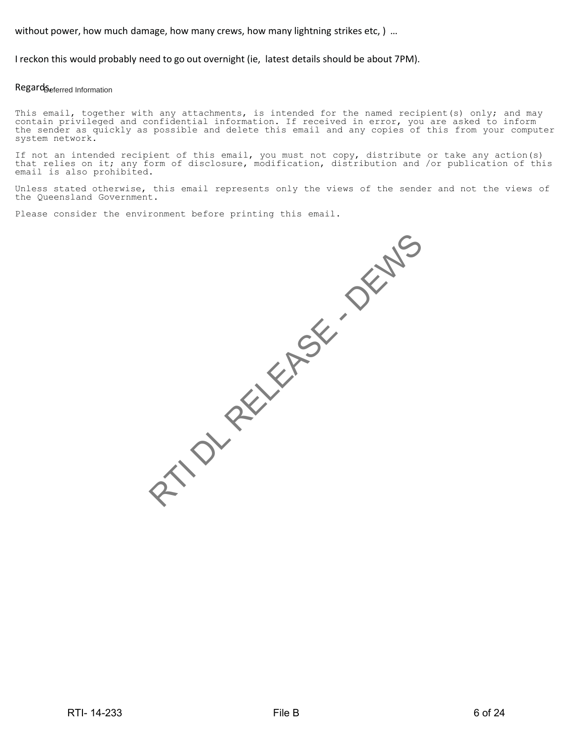without power, how much damage, how many crews, how many lightning strikes etc, ) …

I reckon this would probably need to go out overnight (ie, latest details should be about 7PM).

Regards Deferred Information

This email, together with any attachments, is intended for the named recipient(s) only; and may contain privileged and confidential information. If received in error, you are asked to inform the sender as quickly as possible and delete this email and any copies of this from your computer system network.

If not an intended recipient of this email, you must not copy, distribute or take any action(s) that relies on it; any form of disclosure, modification, distribution and /or publication of this email is also prohibited.

Unless stated otherwise, this email represents only the views of the sender and not the views of the Queensland Government.

Please consider the environment before printing this email.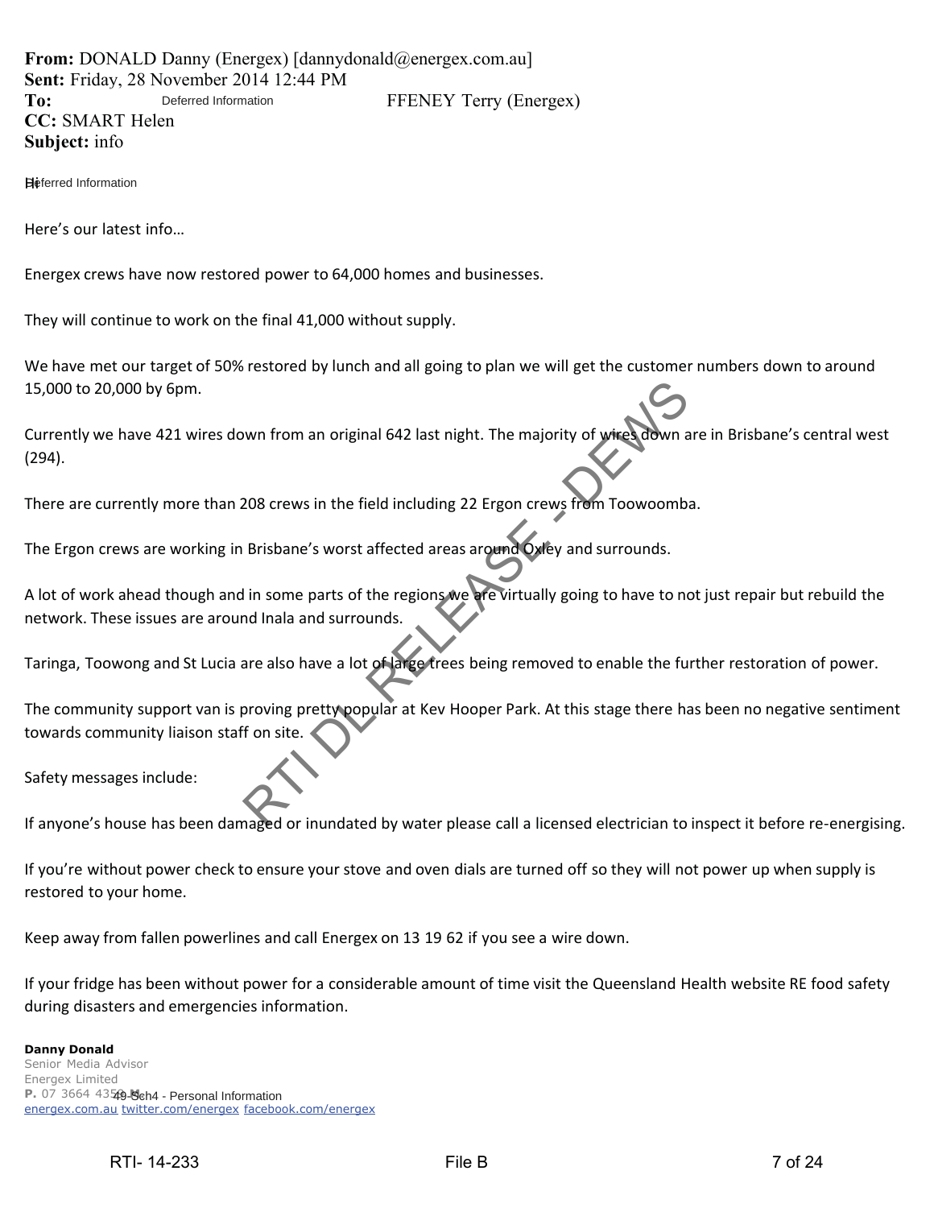**From:** DONALD Danny (Energex) [dannydonald@energex.com.au]
**Sent:** Friday, 28 November 2014 12:44 PM
**To:** Deferred Information FFENEY Terry (Energex)
**CC:** SMART Helen
**Subject:** info

Hi Deferred Information

Here's our latest info…

Energex crews have now restored power to 64,000 homes and businesses.

They will continue to work on the final 41,000 without supply.

We have met our target of 50% restored by lunch and all going to plan we will get the customer numbers down to around 15,000 to 20,000 by 6pm.

Currently we have 421 wires down from an original 642 last night. The majority of wires down are in Brisbane's central west (294).

There are currently more than 208 crews in the field including 22 Ergon crews from Toowoomba.

The Ergon crews are working in Brisbane's worst affected areas around Oxley and surrounds.

A lot of work ahead though and in some parts of the regions we are virtually going to have to not just repair but rebuild the network. These issues are around Inala and surrounds.

Taringa, Toowong and St Lucia are also have a lot of large trees being removed to enable the further restoration of power.

The community support van is proving pretty popular at Kev Hooper Park. At this stage there has been no negative sentiment towards community liaison staff on site.

Safety messages include:

If anyone's house has been damaged or inundated by water please call a licensed electrician to inspect it before re-energising.

If you're without power check to ensure your stove and oven dials are turned off so they will not power up when supply is restored to your home.

Keep away from fallen powerlines and call Energex on 13 19 62 if you see a wire down.

If your fridge has been without power for a considerable amount of time visit the Queensland Health website RE food safety during disasters and emergencies information.

**Danny Donald**
Senior Media Advisor
Energex Limited
**P.** 07 3664 4350 **M.** 49-Sch4 - Personal Information
energex.com.au twitter.com/energex facebook.com/energex

RTI DL RELEASE - DEWS

RTI- 14-233 File B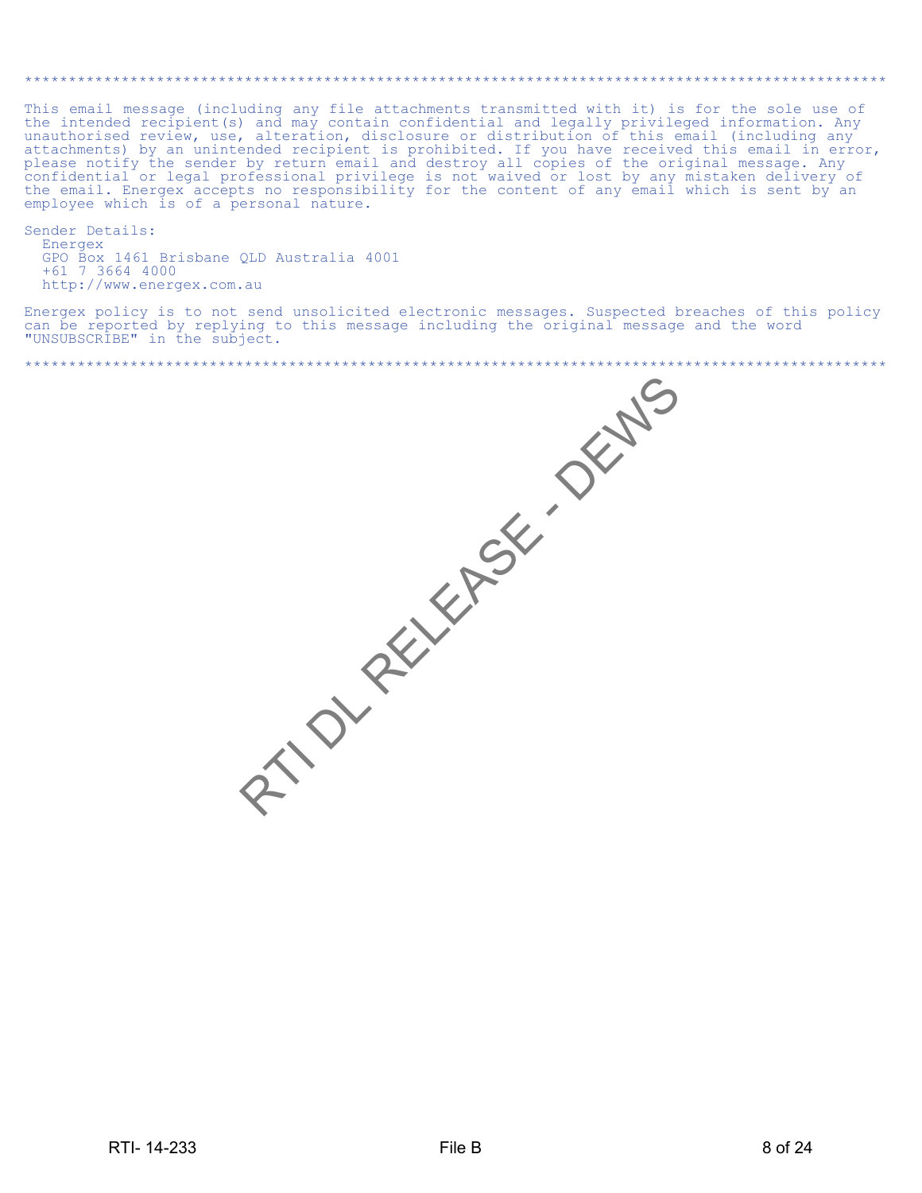*****************************************************************************************************

This email message (including any file attachments transmitted with it) is for the sole use of the intended recipient(s) and may contain confidential and legally privileged information. Any unauthorised review, use, alteration, disclosure or distribution of this email (including any attachments) by an unintended recipient is prohibited. If you have received this email in error, please notify the sender by return email and destroy all copies of the original message. Any confidential or legal professional privilege is not waived or lost by any mistaken delivery of the email. Energex accepts no responsibility for the content of any email which is sent by an employee which is of a personal nature.

Sender Details:
 Energex
 GPO Box 1461 Brisbane QLD Australia 4001
 +61 7 3664 4000
 http://www.energex.com.au

Energex policy is to not send unsolicited electronic messages. Suspected breaches of this policy can be reported by replying to this message including the original message and the word "UNSUBSCRIBE" in the subject.

*****************************************************************************************************

RTI DL RELEASE - DEWS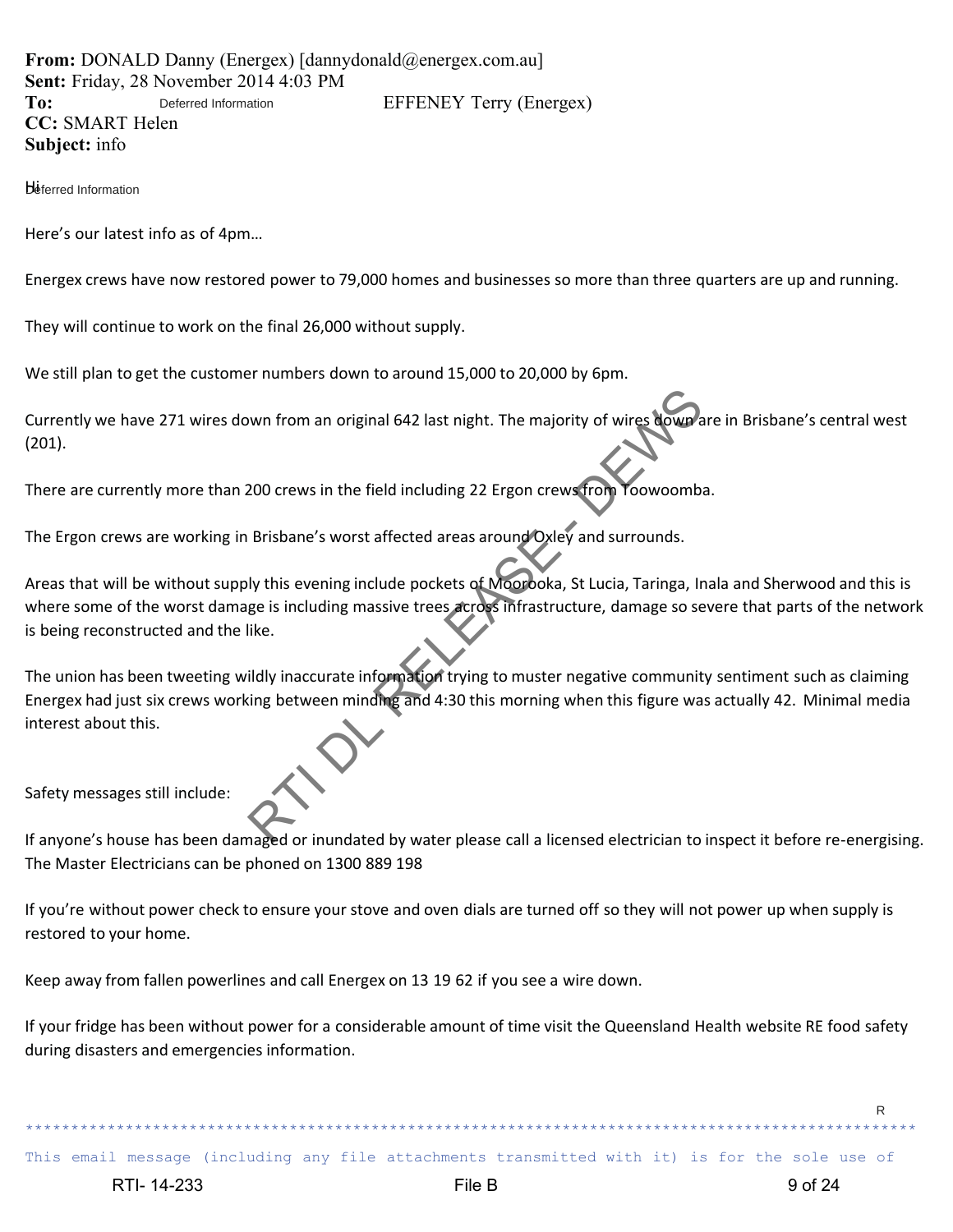**From:** DONALD Danny (Energex) [dannydonald@energex.com.au]
**Sent:** Friday, 28 November 2014 4:03 PM
**To:** Deferred Information EFFENEY Terry (Energex)
**CC:** SMART Helen
**Subject:** info

Hi Deferred Information

Here's our latest info as of 4pm…

Energex crews have now restored power to 79,000 homes and businesses so more than three quarters are up and running.

They will continue to work on the final 26,000 without supply.

We still plan to get the customer numbers down to around 15,000 to 20,000 by 6pm.

Currently we have 271 wires down from an original 642 last night. The majority of wires down are in Brisbane's central west (201).

There are currently more than 200 crews in the field including 22 Ergon crews from Toowoomba.

The Ergon crews are working in Brisbane's worst affected areas around Oxley and surrounds.

Areas that will be without supply this evening include pockets of Moorooka, St Lucia, Taringa, Inala and Sherwood and this is where some of the worst damage is including massive trees across infrastructure, damage so severe that parts of the network is being reconstructed and the like.

The union has been tweeting wildly inaccurate information trying to muster negative community sentiment such as claiming Energex had just six crews working between minding and 4:30 this morning when this figure was actually 42. Minimal media interest about this.

Safety messages still include:

If anyone's house has been damaged or inundated by water please call a licensed electrician to inspect it before re-energising. The Master Electricians can be phoned on 1300 889 198

If you're without power check to ensure your stove and oven dials are turned off so they will not power up when supply is restored to your home.

Keep away from fallen powerlines and call Energex on 13 19 62 if you see a wire down.

If your fridge has been without power for a considerable amount of time visit the Queensland Health website RE food safety during disasters and emergencies information.

R

*****************************************************************************************************

This email message (including any file attachments transmitted with it) is for the sole use of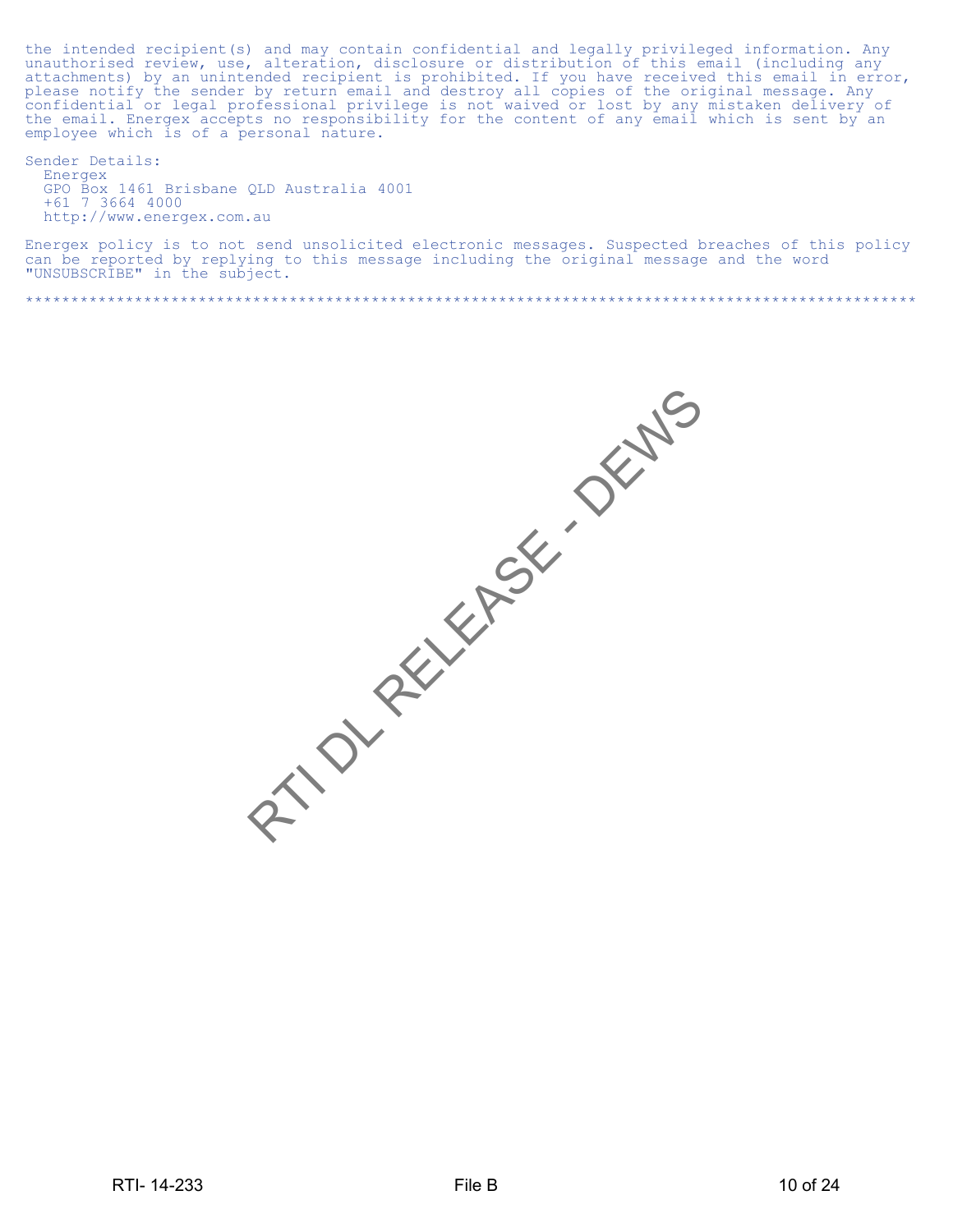the intended recipient(s) and may contain confidential and legally privileged information. Any unauthorised review, use, alteration, disclosure or distribution of this email (including any attachments) by an unintended recipient is prohibited. If you have received this email in error, please notify the sender by return email and destroy all copies of the original message. Any confidential or legal professional privilege is not waived or lost by any mistaken delivery of the email. Energex accepts no responsibility for the content of any email which is sent by an employee which is of a personal nature.

Sender Details:
  Energex
  GPO Box 1461 Brisbane QLD Australia 4001
  +61 7 3664 4000
  http://www.energex.com.au

Energex policy is to not send unsolicited electronic messages. Suspected breaches of this policy can be reported by replying to this message including the original message and the word "UNSUBSCRIBE" in the subject.

****************************************************************************************************

RTI DL RELEASE - DEWS

RTI- 14-233 File B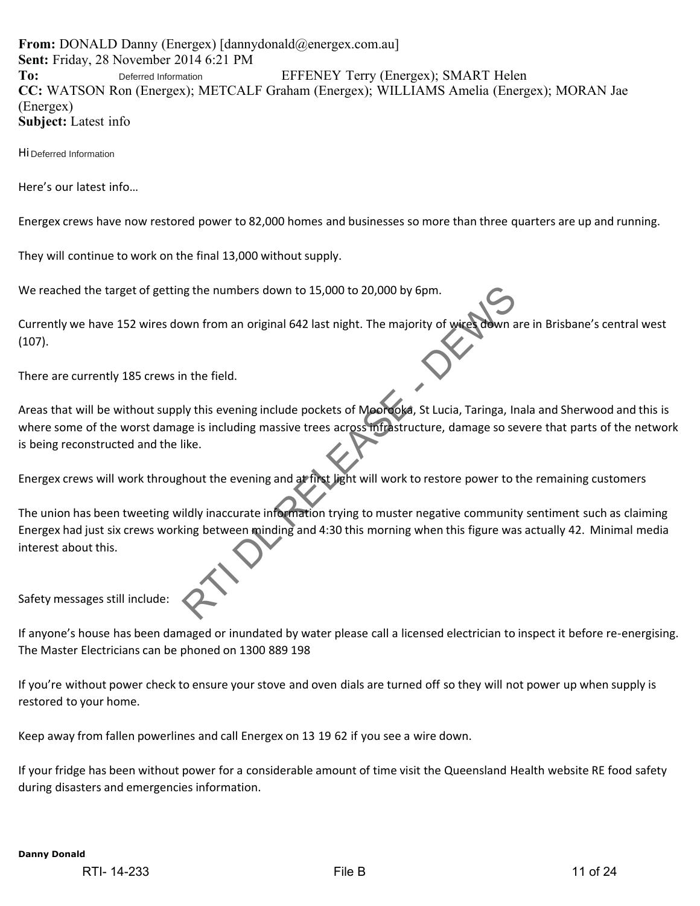**From:** DONALD Danny (Energex) [dannydonald@energex.com.au]
**Sent:** Friday, 28 November 2014 6:21 PM
**To:** Deferred Information EFFENEY Terry (Energex); SMART Helen
**CC:** WATSON Ron (Energex); METCALF Graham (Energex); WILLIAMS Amelia (Energex); MORAN Jae (Energex)
**Subject:** Latest info

Hi Deferred Information

Here's our latest info…

Energex crews have now restored power to 82,000 homes and businesses so more than three quarters are up and running.

They will continue to work on the final 13,000 without supply.

We reached the target of getting the numbers down to 15,000 to 20,000 by 6pm.

Currently we have 152 wires down from an original 642 last night. The majority of wires down are in Brisbane's central west (107).

There are currently 185 crews in the field.

Areas that will be without supply this evening include pockets of Moorooka, St Lucia, Taringa, Inala and Sherwood and this is where some of the worst damage is including massive trees across infrastructure, damage so severe that parts of the network is being reconstructed and the like.

Energex crews will work throughout the evening and at first light will work to restore power to the remaining customers

The union has been tweeting wildly inaccurate information trying to muster negative community sentiment such as claiming Energex had just six crews working between minding and 4:30 this morning when this figure was actually 42. Minimal media interest about this.

Safety messages still include:

If anyone's house has been damaged or inundated by water please call a licensed electrician to inspect it before re-energising. The Master Electricians can be phoned on 1300 889 198

If you're without power check to ensure your stove and oven dials are turned off so they will not power up when supply is restored to your home.

Keep away from fallen powerlines and call Energex on 13 19 62 if you see a wire down.

If your fridge has been without power for a considerable amount of time visit the Queensland Health website RE food safety during disasters and emergencies information.

**Danny Donald**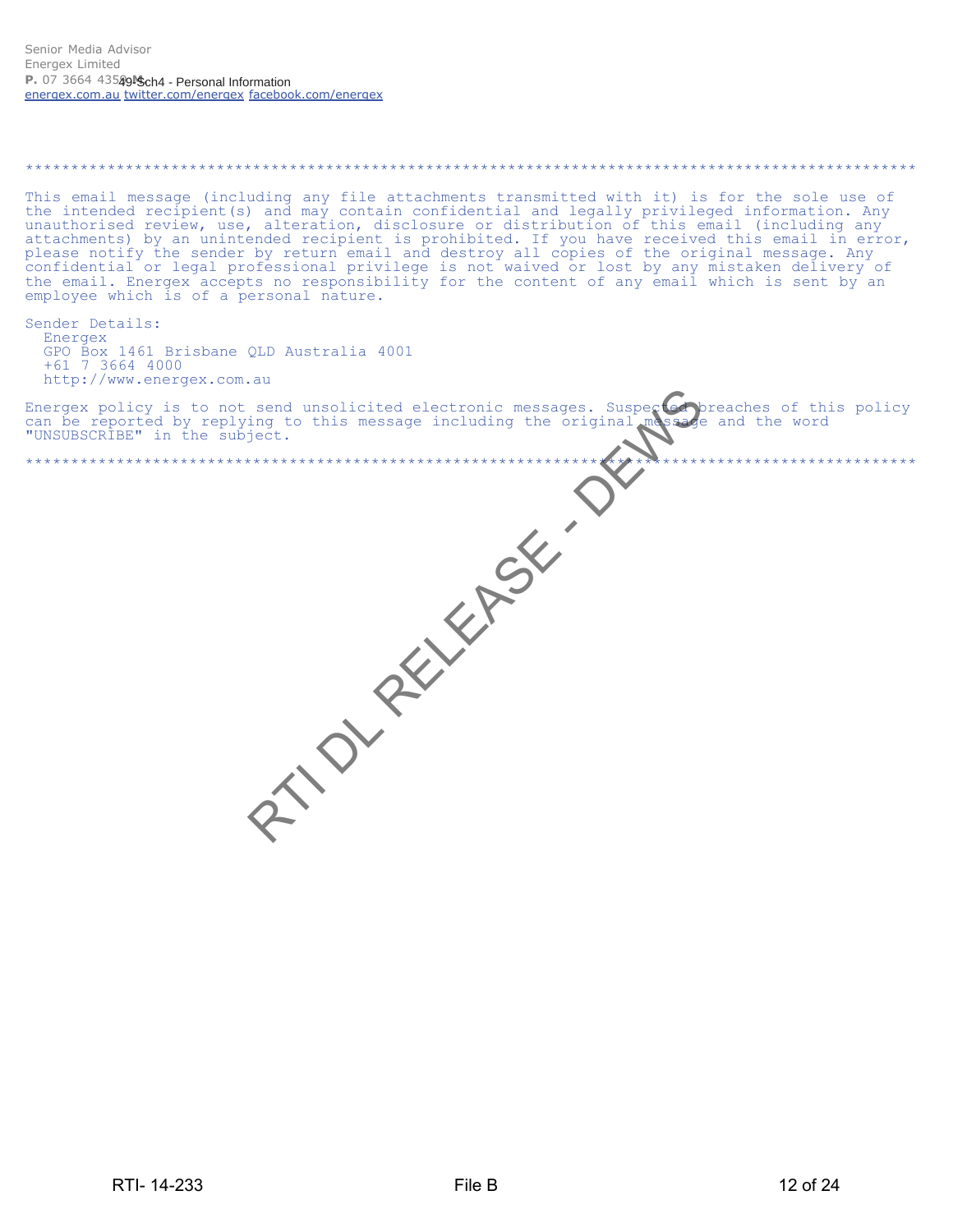Senior Media Advisor
Energex Limited
**P.** 07 3664 4358 49 Sch4 - Personal Information
energex.com.au twitter.com/energex facebook.com/energex

```
****************************************************************************************************

This email message (including any file attachments transmitted with it) is for the sole use of
the intended recipient(s) and may contain confidential and legally privileged information. Any
unauthorised review, use, alteration, disclosure or distribution of this email (including any
attachments) by an unintended recipient is prohibited. If you have received this email in error,
please notify the sender by return email and destroy all copies of the original message. Any
confidential or legal professional privilege is not waived or lost by any mistaken delivery of
the email. Energex accepts no responsibility for the content of any email which is sent by an
employee which is of a personal nature.

Sender Details:
  Energex
  GPO Box 1461 Brisbane QLD Australia 4001
  +61 7 3664 4000
  http://www.energex.com.au

Energex policy is to not send unsolicited electronic messages. Suspected breaches of this policy
can be reported by replying to this message including the original message and the word
"UNSUBSCRIBE" in the subject.

****************************************************************************************************
```

RTI DL RELEASE - DEWS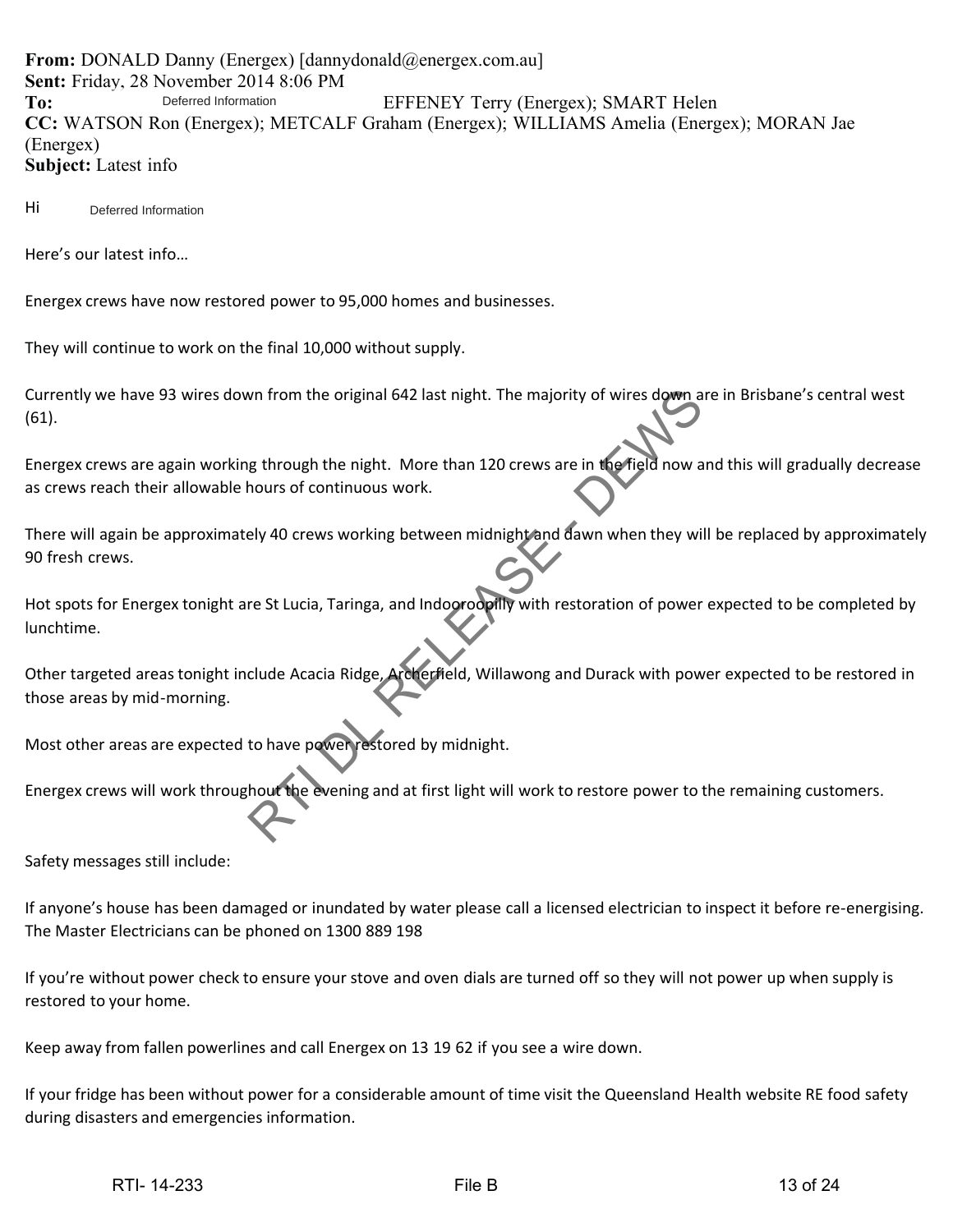**From:** DONALD Danny (Energex) [dannydonald@energex.com.au]
**Sent:** Friday, 28 November 2014 8:06 PM
**To:** Deferred Information EFFENEY Terry (Energex); SMART Helen
**CC:** WATSON Ron (Energex); METCALF Graham (Energex); WILLIAMS Amelia (Energex); MORAN Jae (Energex)
**Subject:** Latest info

Hi Deferred Information

Here's our latest info…

Energex crews have now restored power to 95,000 homes and businesses.

They will continue to work on the final 10,000 without supply.

Currently we have 93 wires down from the original 642 last night. The majority of wires down are in Brisbane's central west (61).

Energex crews are again working through the night. More than 120 crews are in the field now and this will gradually decrease as crews reach their allowable hours of continuous work.

There will again be approximately 40 crews working between midnight and dawn when they will be replaced by approximately 90 fresh crews.

Hot spots for Energex tonight are St Lucia, Taringa, and Indooroopilly with restoration of power expected to be completed by lunchtime.

Other targeted areas tonight include Acacia Ridge, Archerfield, Willawong and Durack with power expected to be restored in those areas by mid-morning.

Most other areas are expected to have power restored by midnight.

Energex crews will work throughout the evening and at first light will work to restore power to the remaining customers.

Safety messages still include:

If anyone's house has been damaged or inundated by water please call a licensed electrician to inspect it before re-energising. The Master Electricians can be phoned on 1300 889 198

If you're without power check to ensure your stove and oven dials are turned off so they will not power up when supply is restored to your home.

Keep away from fallen powerlines and call Energex on 13 19 62 if you see a wire down.

If your fridge has been without power for a considerable amount of time visit the Queensland Health website RE food safety during disasters and emergencies information.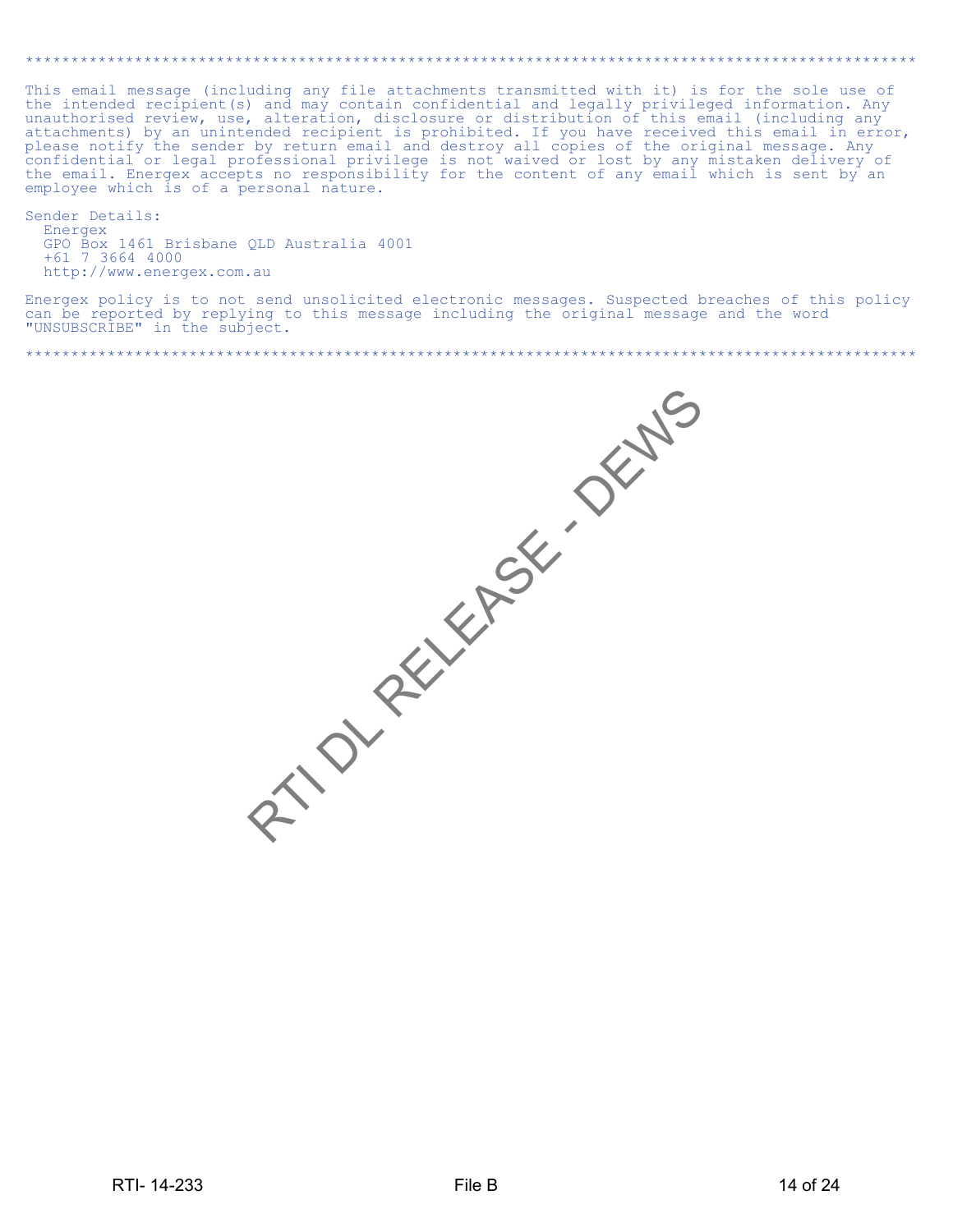****************************************************************************************************

This email message (including any file attachments transmitted with it) is for the sole use of the intended recipient(s) and may contain confidential and legally privileged information. Any unauthorised review, use, alteration, disclosure or distribution of this email (including any attachments) by an unintended recipient is prohibited. If you have received this email in error, please notify the sender by return email and destroy all copies of the original message. Any confidential or legal professional privilege is not waived or lost by any mistaken delivery of the email. Energex accepts no responsibility for the content of any email which is sent by an employee which is of a personal nature.

Sender Details:
  Energex
  GPO Box 1461 Brisbane QLD Australia 4001
  +61 7 3664 4000
  http://www.energex.com.au

Energex policy is to not send unsolicited electronic messages. Suspected breaches of this policy can be reported by replying to this message including the original message and the word "UNSUBSCRIBE" in the subject.

****************************************************************************************************

RTI DL RELEASE - DEWS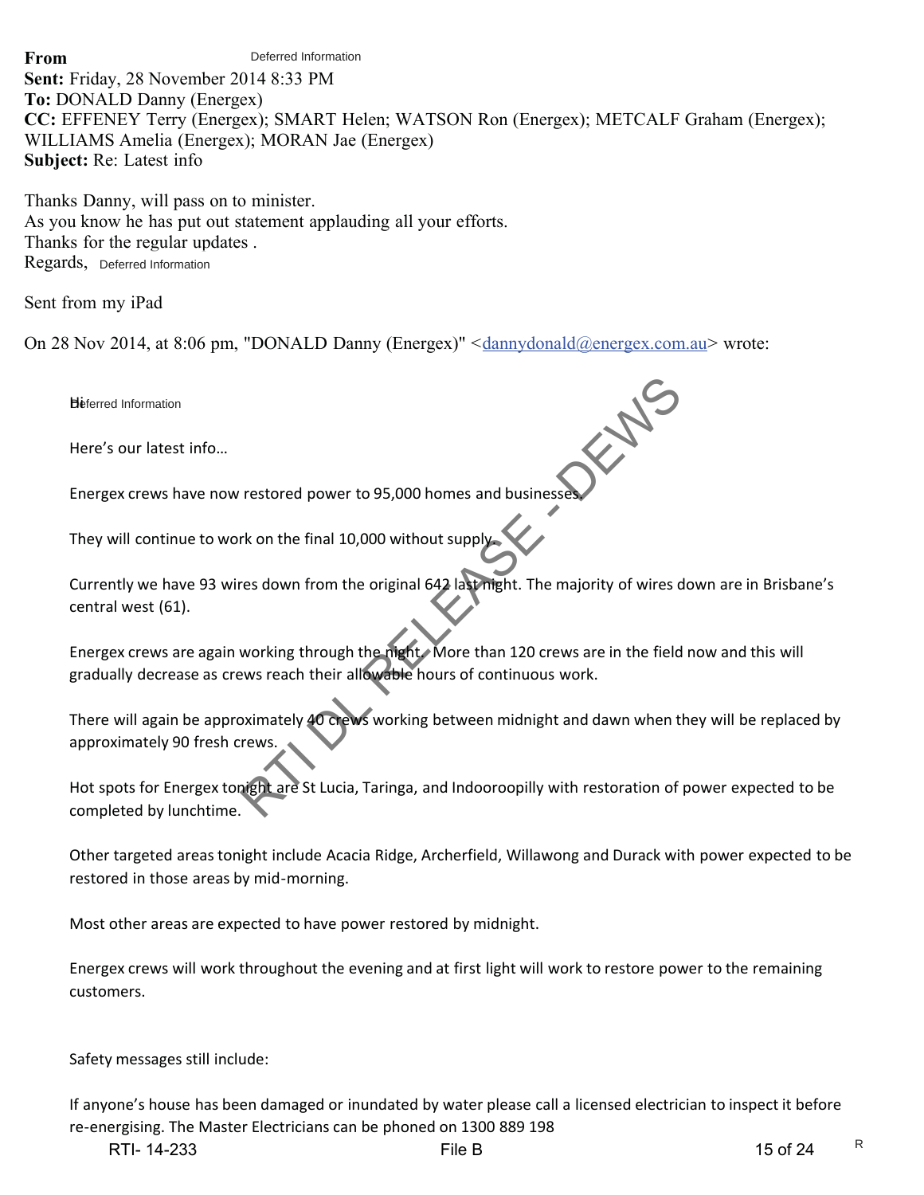**From** Deferred Information
**Sent:** Friday, 28 November 2014 8:33 PM
**To:** DONALD Danny (Energex)
**CC:** EFFENEY Terry (Energex); SMART Helen; WATSON Ron (Energex); METCALF Graham (Energex); WILLIAMS Amelia (Energex); MORAN Jae (Energex)
**Subject:** Re: Latest info

Thanks Danny, will pass on to minister.
As you know he has put out statement applauding all your efforts.
Thanks for the regular updates .
Regards, Deferred Information

Sent from my iPad

On 28 Nov 2014, at 8:06 pm, "DONALD Danny (Energex)" <dannydonald@energex.com.au> wrote:

> Hi Deferred Information
>
> Here's our latest info…
>
> Energex crews have now restored power to 95,000 homes and businesses.
>
> They will continue to work on the final 10,000 without supply.
>
> Currently we have 93 wires down from the original 642 last night. The majority of wires down are in Brisbane's central west (61).
>
> Energex crews are again working through the night. More than 120 crews are in the field now and this will gradually decrease as crews reach their allowable hours of continuous work.
>
> There will again be approximately 40 crews working between midnight and dawn when they will be replaced by approximately 90 fresh crews.
>
> Hot spots for Energex tonight are St Lucia, Taringa, and Indooroopilly with restoration of power expected to be completed by lunchtime.
>
> Other targeted areas tonight include Acacia Ridge, Archerfield, Willawong and Durack with power expected to be restored in those areas by mid-morning.
>
> Most other areas are expected to have power restored by midnight.
>
> Energex crews will work throughout the evening and at first light will work to restore power to the remaining customers.
>
> Safety messages still include:
>
> If anyone's house has been damaged or inundated by water please call a licensed electrician to inspect it before re-energising. The Master Electricians can be phoned on 1300 889 198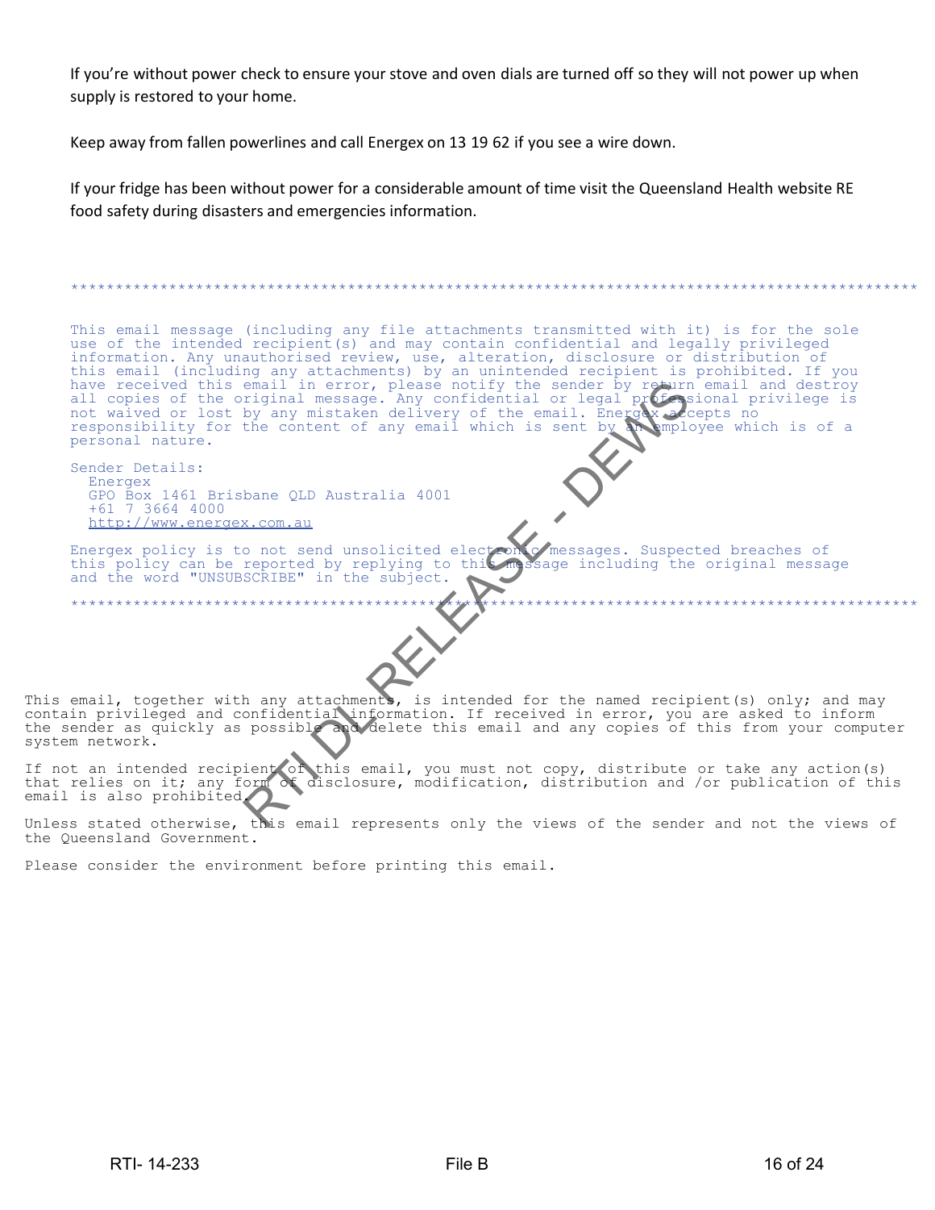If you're without power check to ensure your stove and oven dials are turned off so they will not power up when supply is restored to your home.

Keep away from fallen powerlines and call Energex on 13 19 62 if you see a wire down.

If your fridge has been without power for a considerable amount of time visit the Queensland Health website RE food safety during disasters and emergencies information.

*********************************************************************************************

This email message (including any file attachments transmitted with it) is for the sole use of the intended recipient(s) and may contain confidential and legally privileged information. Any unauthorised review, use, alteration, disclosure or distribution of this email (including any attachments) by an unintended recipient is prohibited. If you have received this email in error, please notify the sender by return email and destroy all copies of the original message. Any confidential or legal professional privilege is not waived or lost by any mistaken delivery of the email. Energex accepts no responsibility for the content of any email which is sent by an employee which is of a personal nature.

Sender Details:
Energex
GPO Box 1461 Brisbane QLD Australia 4001
+61 7 3664 4000
http://www.energex.com.au

Energex policy is to not send unsolicited electronic messages. Suspected breaches of this policy can be reported by replying to this message including the original message and the word "UNSUBSCRIBE" in the subject.

*********************************************************************************************

This email, together with any attachments, is intended for the named recipient(s) only; and may contain privileged and confidential information. If received in error, you are asked to inform the sender as quickly as possible and delete this email and any copies of this from your computer system network.

If not an intended recipient of this email, you must not copy, distribute or take any action(s) that relies on it; any form of disclosure, modification, distribution and /or publication of this email is also prohibited.

Unless stated otherwise, this email represents only the views of the sender and not the views of the Queensland Government.

Please consider the environment before printing this email.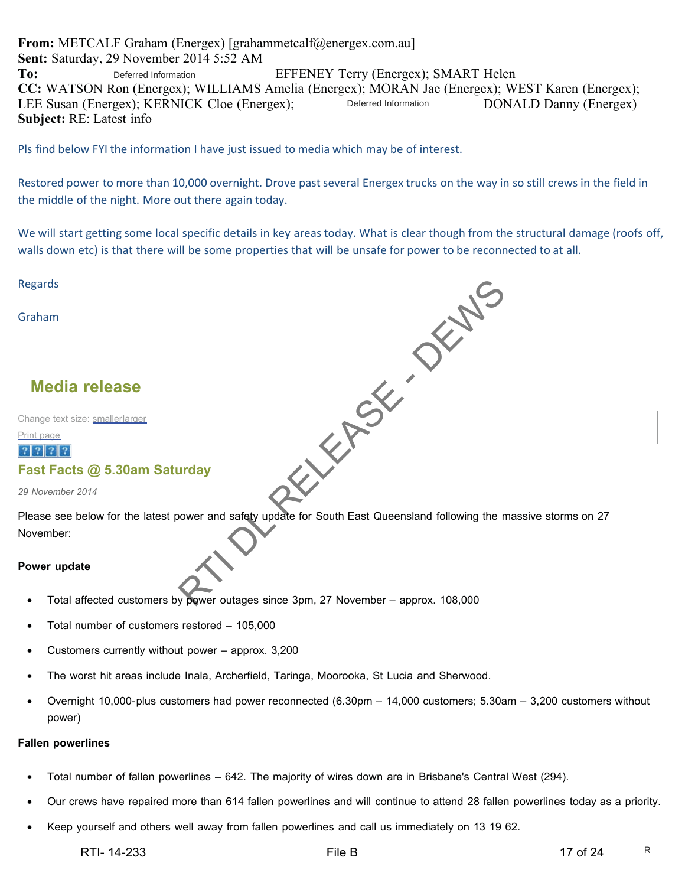**From:** METCALF Graham (Energex) [grahammetcalf@energex.com.au]
**Sent:** Saturday, 29 November 2014 5:52 AM
**To:** Deferred Information EFFENEY Terry (Energex); SMART Helen
**CC:** WATSON Ron (Energex); WILLIAMS Amelia (Energex); MORAN Jae (Energex); WEST Karen (Energex); LEE Susan (Energex); KERNICK Cloe (Energex); Deferred Information DONALD Danny (Energex)
**Subject:** RE: Latest info

Pls find below FYI the information I have just issued to media which may be of interest.

Restored power to more than 10,000 overnight. Drove past several Energex trucks on the way in so still crews in the field in the middle of the night. More out there again today.

We will start getting some local specific details in key areas today. What is clear though from the structural damage (roofs off, walls down etc) is that there will be some properties that will be unsafe for power to be reconnected to at all.

Regards

Graham

## Media release

Change text size: smallerlarger

Print page

### Fast Facts @ 5.30am Saturday

*29 November 2014*

Please see below for the latest power and safety update for South East Queensland following the massive storms on 27 November:

**Power update**

- Total affected customers by power outages since 3pm, 27 November – approx. 108,000
- Total number of customers restored – 105,000
- Customers currently without power – approx. 3,200
- The worst hit areas include Inala, Archerfield, Taringa, Moorooka, St Lucia and Sherwood.
- Overnight 10,000-plus customers had power reconnected (6.30pm – 14,000 customers; 5.30am – 3,200 customers without power)

**Fallen powerlines**

- Total number of fallen powerlines – 642. The majority of wires down are in Brisbane's Central West (294).
- Our crews have repaired more than 614 fallen powerlines and will continue to attend 28 fallen powerlines today as a priority.
- Keep yourself and others well away from fallen powerlines and call us immediately on 13 19 62.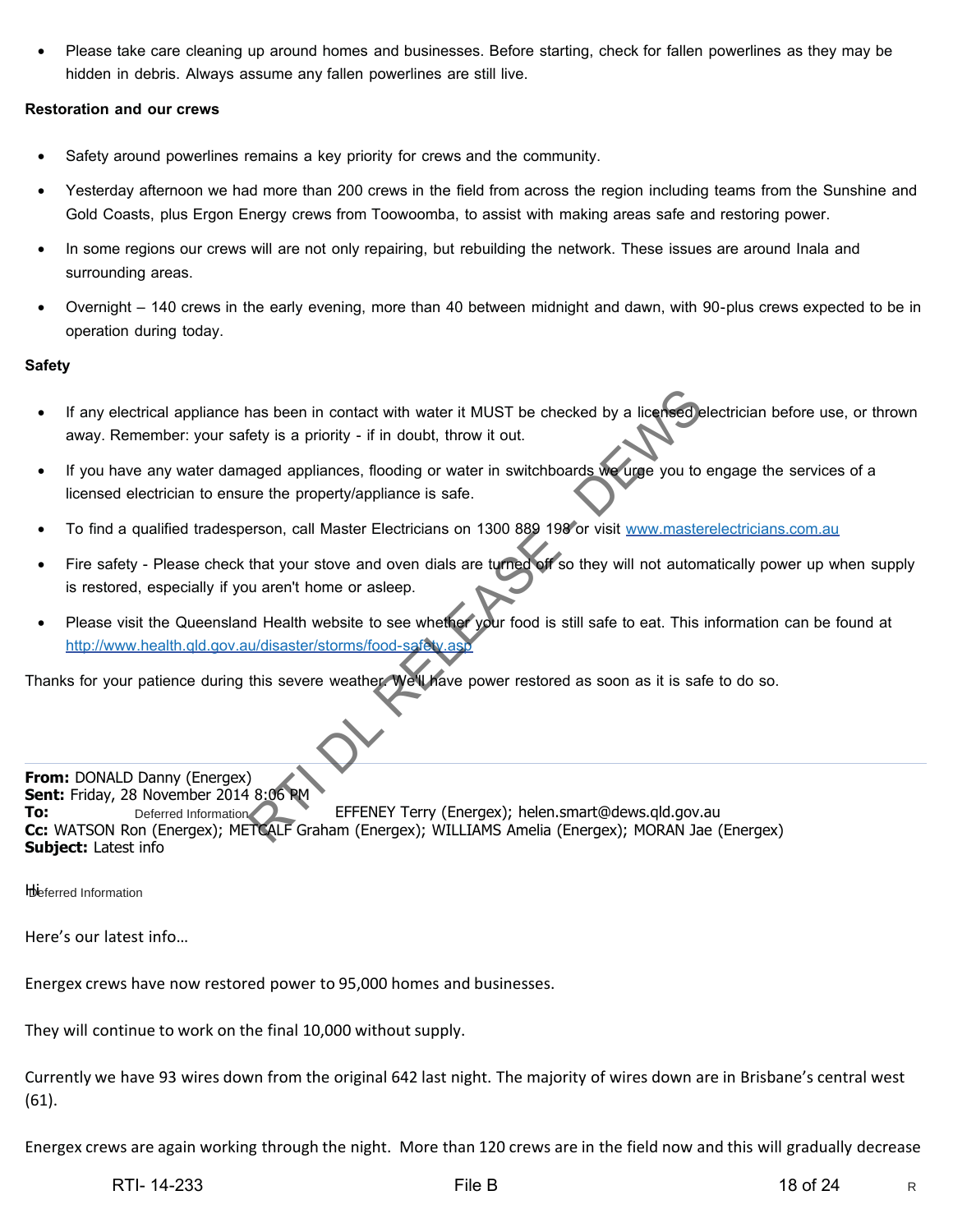- Please take care cleaning up around homes and businesses. Before starting, check for fallen powerlines as they may be hidden in debris. Always assume any fallen powerlines are still live.

**Restoration and our crews**

- Safety around powerlines remains a key priority for crews and the community.
- Yesterday afternoon we had more than 200 crews in the field from across the region including teams from the Sunshine and Gold Coasts, plus Ergon Energy crews from Toowoomba, to assist with making areas safe and restoring power.
- In some regions our crews will are not only repairing, but rebuilding the network. These issues are around Inala and surrounding areas.
- Overnight – 140 crews in the early evening, more than 40 between midnight and dawn, with 90-plus crews expected to be in operation during today.

**Safety**

- If any electrical appliance has been in contact with water it MUST be checked by a licensed electrician before use, or thrown away. Remember: your safety is a priority - if in doubt, throw it out.
- If you have any water damaged appliances, flooding or water in switchboards we urge you to engage the services of a licensed electrician to ensure the property/appliance is safe.
- To find a qualified tradesperson, call Master Electricians on 1300 889 198 or visit www.masterelectricians.com.au
- Fire safety - Please check that your stove and oven dials are turned off so they will not automatically power up when supply is restored, especially if you aren't home or asleep.
- Please visit the Queensland Health website to see whether your food is still safe to eat. This information can be found at http://www.health.qld.gov.au/disaster/storms/food-safety.asp

Thanks for your patience during this severe weather. We'll have power restored as soon as it is safe to do so.

---

**From:** DONALD Danny (Energex)
**Sent:** Friday, 28 November 2014 8:06 PM
**To:** Deferred Information EFFENEY Terry (Energex); helen.smart@dews.qld.gov.au
**Cc:** WATSON Ron (Energex); METCALF Graham (Energex); WILLIAMS Amelia (Energex); MORAN Jae (Energex)
**Subject:** Latest info

Hi Deferred Information

Here's our latest info…

Energex crews have now restored power to 95,000 homes and businesses.

They will continue to work on the final 10,000 without supply.

Currently we have 93 wires down from the original 642 last night. The majority of wires down are in Brisbane's central west (61).

Energex crews are again working through the night. More than 120 crews are in the field now and this will gradually decrease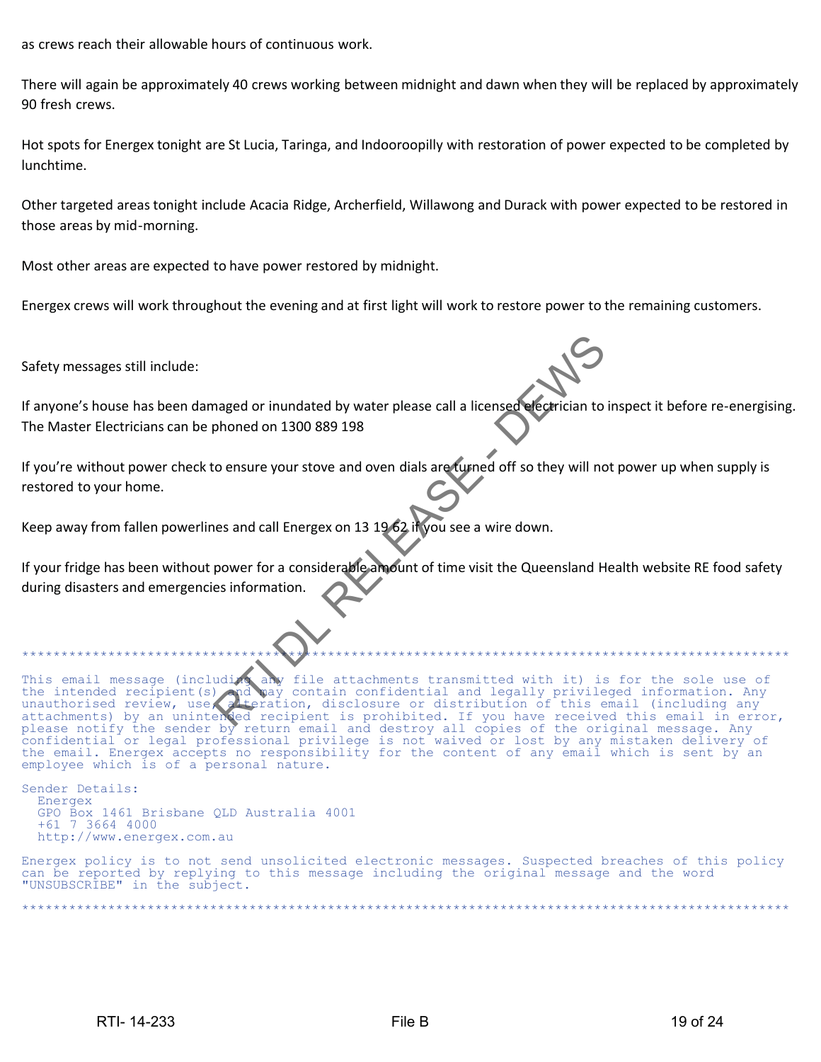as crews reach their allowable hours of continuous work.

There will again be approximately 40 crews working between midnight and dawn when they will be replaced by approximately 90 fresh crews.

Hot spots for Energex tonight are St Lucia, Taringa, and Indooroopilly with restoration of power expected to be completed by lunchtime.

Other targeted areas tonight include Acacia Ridge, Archerfield, Willawong and Durack with power expected to be restored in those areas by mid-morning.

Most other areas are expected to have power restored by midnight.

Energex crews will work throughout the evening and at first light will work to restore power to the remaining customers.

Safety messages still include:

If anyone's house has been damaged or inundated by water please call a licensed electrician to inspect it before re-energising. The Master Electricians can be phoned on 1300 889 198

If you're without power check to ensure your stove and oven dials are turned off so they will not power up when supply is restored to your home.

Keep away from fallen powerlines and call Energex on 13 19 62 if you see a wire down.

If your fridge has been without power for a considerable amount of time visit the Queensland Health website RE food safety during disasters and emergencies information.

```
******************************************************************************************************

This email message (including any file attachments transmitted with it) is for the sole use of
the intended recipient(s) and may contain confidential and legally privileged information. Any
unauthorised review, use, alteration, disclosure or distribution of this email (including any
attachments) by an unintended recipient is prohibited. If you have received this email in error,
please notify the sender by return email and destroy all copies of the original message. Any
confidential or legal professional privilege is not waived or lost by any mistaken delivery of
the email. Energex accepts no responsibility for the content of any email which is sent by an
employee which is of a personal nature.

Sender Details:
  Energex
  GPO Box 1461 Brisbane QLD Australia 4001
  +61 7 3664 4000
  http://www.energex.com.au

Energex policy is to not send unsolicited electronic messages. Suspected breaches of this policy
can be reported by replying to this message including the original message and the word
"UNSUBSCRIBE" in the subject.

******************************************************************************************************
```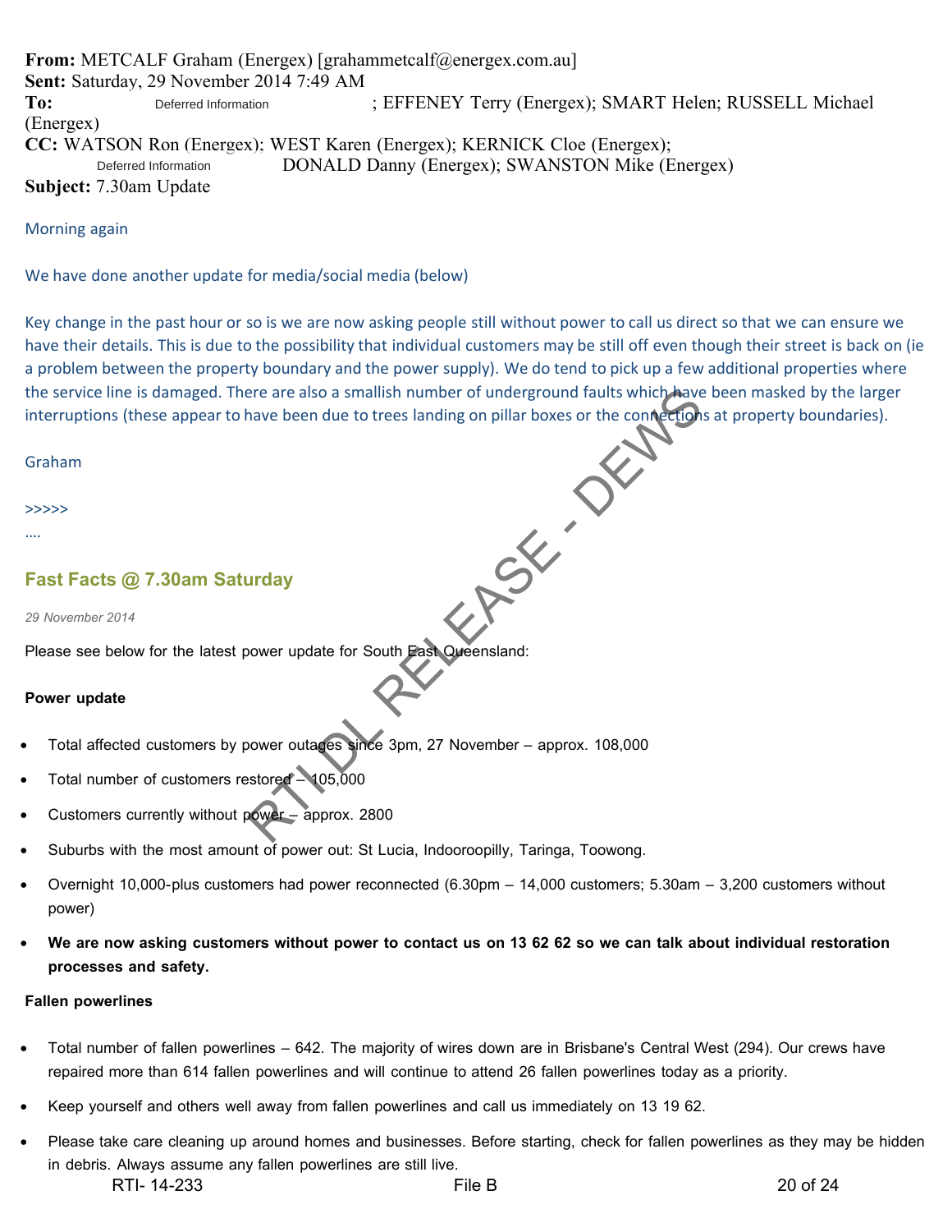**From:** METCALF Graham (Energex) [grahammetcalf@energex.com.au]
**Sent:** Saturday, 29 November 2014 7:49 AM
**To:** Deferred Information ; EFFENEY Terry (Energex); SMART Helen; RUSSELL Michael (Energex)
**CC:** WATSON Ron (Energex); WEST Karen (Energex); KERNICK Cloe (Energex); Deferred Information DONALD Danny (Energex); SWANSTON Mike (Energex)
**Subject:** 7.30am Update

Morning again

We have done another update for media/social media (below)

Key change in the past hour or so is we are now asking people still without power to call us direct so that we can ensure we have their details. This is due to the possibility that individual customers may be still off even though their street is back on (ie a problem between the property boundary and the power supply). We do tend to pick up a few additional properties where the service line is damaged. There are also a smallish number of underground faults which have been masked by the larger interruptions (these appear to have been due to trees landing on pillar boxes or the connections at property boundaries).

Graham

>>>>>

....

## Fast Facts @ 7.30am Saturday

*29 November 2014*

Please see below for the latest power update for South East Queensland:

**Power update**

- Total affected customers by power outages since 3pm, 27 November – approx. 108,000
- Total number of customers restored – 105,000
- Customers currently without power – approx. 2800
- Suburbs with the most amount of power out: St Lucia, Indooroopilly, Taringa, Toowong.
- Overnight 10,000-plus customers had power reconnected (6.30pm – 14,000 customers; 5.30am – 3,200 customers without power)
- **We are now asking customers without power to contact us on 13 62 62 so we can talk about individual restoration processes and safety.**

**Fallen powerlines**

- Total number of fallen powerlines – 642. The majority of wires down are in Brisbane's Central West (294). Our crews have repaired more than 614 fallen powerlines and will continue to attend 26 fallen powerlines today as a priority.
- Keep yourself and others well away from fallen powerlines and call us immediately on 13 19 62.
- Please take care cleaning up around homes and businesses. Before starting, check for fallen powerlines as they may be hidden in debris. Always assume any fallen powerlines are still live.

RTI- 14-233 File B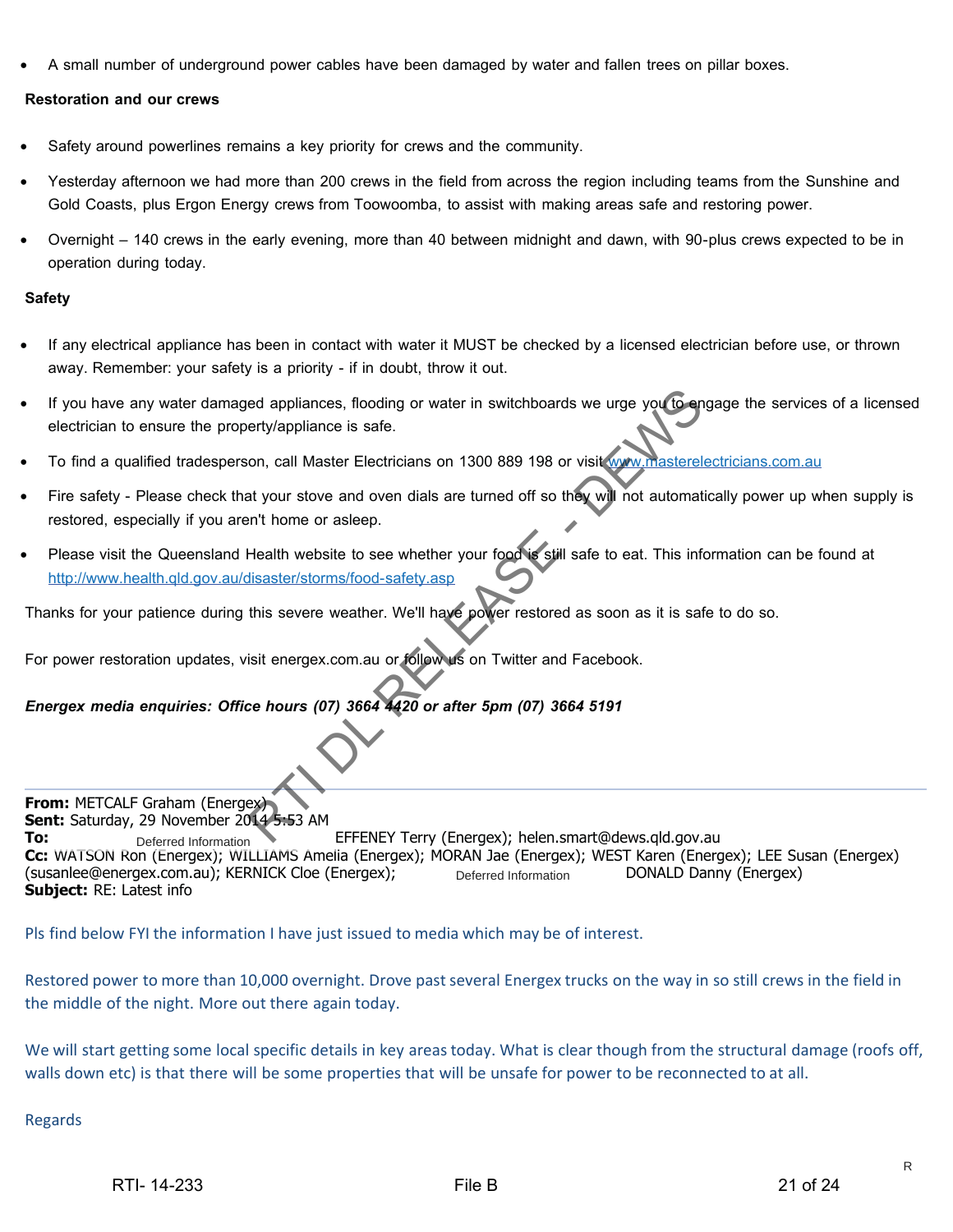- A small number of underground power cables have been damaged by water and fallen trees on pillar boxes.

**Restoration and our crews**

- Safety around powerlines remains a key priority for crews and the community.
- Yesterday afternoon we had more than 200 crews in the field from across the region including teams from the Sunshine and Gold Coasts, plus Ergon Energy crews from Toowoomba, to assist with making areas safe and restoring power.
- Overnight – 140 crews in the early evening, more than 40 between midnight and dawn, with 90-plus crews expected to be in operation during today.

**Safety**

- If any electrical appliance has been in contact with water it MUST be checked by a licensed electrician before use, or thrown away. Remember: your safety is a priority - if in doubt, throw it out.
- If you have any water damaged appliances, flooding or water in switchboards we urge you to engage the services of a licensed electrician to ensure the property/appliance is safe.
- To find a qualified tradesperson, call Master Electricians on 1300 889 198 or visit www.masterelectricians.com.au
- Fire safety - Please check that your stove and oven dials are turned off so they will not automatically power up when supply is restored, especially if you aren't home or asleep.
- Please visit the Queensland Health website to see whether your food is still safe to eat. This information can be found at http://www.health.qld.gov.au/disaster/storms/food-safety.asp

Thanks for your patience during this severe weather. We'll have power restored as soon as it is safe to do so.

For power restoration updates, visit energex.com.au or follow us on Twitter and Facebook.

***Energex media enquiries: Office hours (07) 3664 4420 or after 5pm (07) 3664 5191***

---

**From:** METCALF Graham (Energex)
**Sent:** Saturday, 29 November 2014 5:53 AM
**To:** Deferred Information EFFENEY Terry (Energex); helen.smart@dews.qld.gov.au
**Cc:** WATSON Ron (Energex); WILLIAMS Amelia (Energex); MORAN Jae (Energex); WEST Karen (Energex); LEE Susan (Energex) (susanlee@energex.com.au); KERNICK Cloe (Energex); Deferred Information DONALD Danny (Energex)
**Subject:** RE: Latest info

Pls find below FYI the information I have just issued to media which may be of interest.

Restored power to more than 10,000 overnight. Drove past several Energex trucks on the way in so still crews in the field in the middle of the night. More out there again today.

We will start getting some local specific details in key areas today. What is clear though from the structural damage (roofs off, walls down etc) is that there will be some properties that will be unsafe for power to be reconnected to at all.

Regards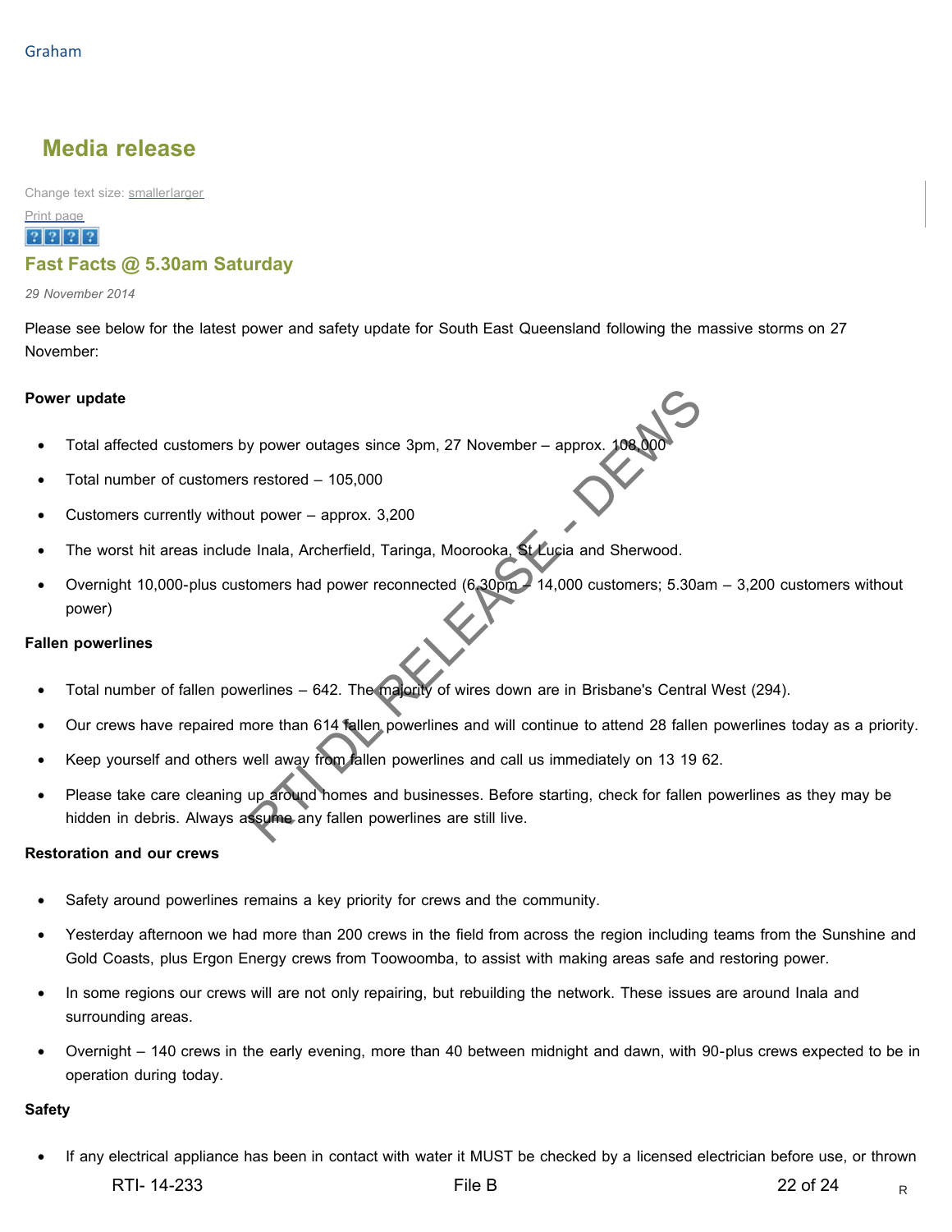Graham

## Media release

Change text size: smallerlarger

Print page

### Fast Facts @ 5.30am Saturday

*29 November 2014*

Please see below for the latest power and safety update for South East Queensland following the massive storms on 27 November:

**Power update**

- Total affected customers by power outages since 3pm, 27 November – approx. 108,000
- Total number of customers restored – 105,000
- Customers currently without power – approx. 3,200
- The worst hit areas include Inala, Archerfield, Taringa, Moorooka, St Lucia and Sherwood.
- Overnight 10,000-plus customers had power reconnected (6.30pm – 14,000 customers; 5.30am – 3,200 customers without power)

**Fallen powerlines**

- Total number of fallen powerlines – 642. The majority of wires down are in Brisbane's Central West (294).
- Our crews have repaired more than 614 fallen powerlines and will continue to attend 28 fallen powerlines today as a priority.
- Keep yourself and others well away from fallen powerlines and call us immediately on 13 19 62.
- Please take care cleaning up around homes and businesses. Before starting, check for fallen powerlines as they may be hidden in debris. Always assume any fallen powerlines are still live.

**Restoration and our crews**

- Safety around powerlines remains a key priority for crews and the community.
- Yesterday afternoon we had more than 200 crews in the field from across the region including teams from the Sunshine and Gold Coasts, plus Ergon Energy crews from Toowoomba, to assist with making areas safe and restoring power.
- In some regions our crews will are not only repairing, but rebuilding the network. These issues are around Inala and surrounding areas.
- Overnight – 140 crews in the early evening, more than 40 between midnight and dawn, with 90-plus crews expected to be in operation during today.

**Safety**

- If any electrical appliance has been in contact with water it MUST be checked by a licensed electrician before use, or thrown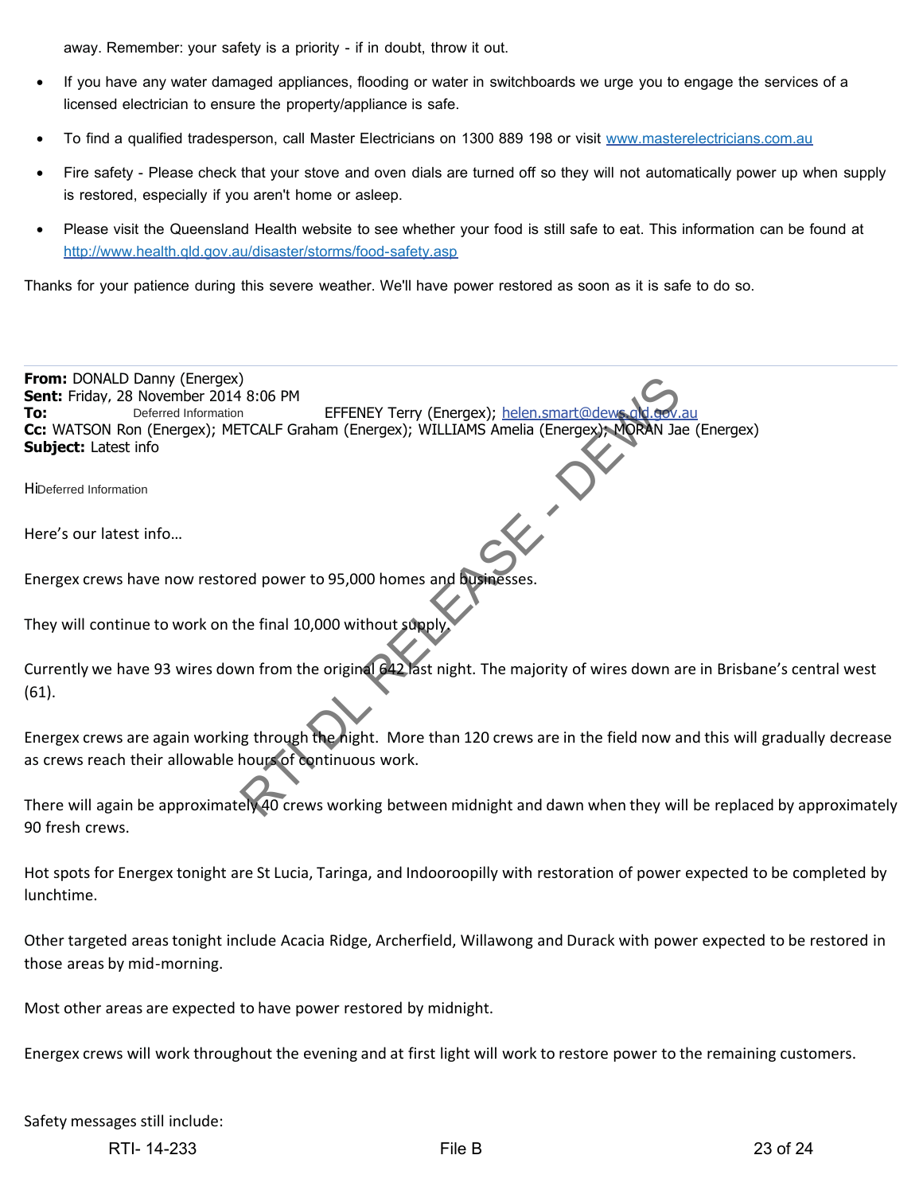away. Remember: your safety is a priority - if in doubt, throw it out.

- If you have any water damaged appliances, flooding or water in switchboards we urge you to engage the services of a licensed electrician to ensure the property/appliance is safe.
- To find a qualified tradesperson, call Master Electricians on 1300 889 198 or visit www.masterelectricians.com.au
- Fire safety - Please check that your stove and oven dials are turned off so they will not automatically power up when supply is restored, especially if you aren't home or asleep.
- Please visit the Queensland Health website to see whether your food is still safe to eat. This information can be found at http://www.health.qld.gov.au/disaster/storms/food-safety.asp

Thanks for your patience during this severe weather. We'll have power restored as soon as it is safe to do so.

---

**From:** DONALD Danny (Energex)
**Sent:** Friday, 28 November 2014 8:06 PM
**To:** Deferred Information EFFENEY Terry (Energex); helen.smart@dews.qld.gov.au
**Cc:** WATSON Ron (Energex); METCALF Graham (Energex); WILLIAMS Amelia (Energex); MORAN Jae (Energex)
**Subject:** Latest info

Hi Deferred Information

Here's our latest info…

Energex crews have now restored power to 95,000 homes and businesses.

They will continue to work on the final 10,000 without supply.

Currently we have 93 wires down from the original 642 last night. The majority of wires down are in Brisbane's central west (61).

Energex crews are again working through the night. More than 120 crews are in the field now and this will gradually decrease as crews reach their allowable hours of continuous work.

There will again be approximately 40 crews working between midnight and dawn when they will be replaced by approximately 90 fresh crews.

Hot spots for Energex tonight are St Lucia, Taringa, and Indooroopilly with restoration of power expected to be completed by lunchtime.

Other targeted areas tonight include Acacia Ridge, Archerfield, Willawong and Durack with power expected to be restored in those areas by mid-morning.

Most other areas are expected to have power restored by midnight.

Energex crews will work throughout the evening and at first light will work to restore power to the remaining customers.

Safety messages still include: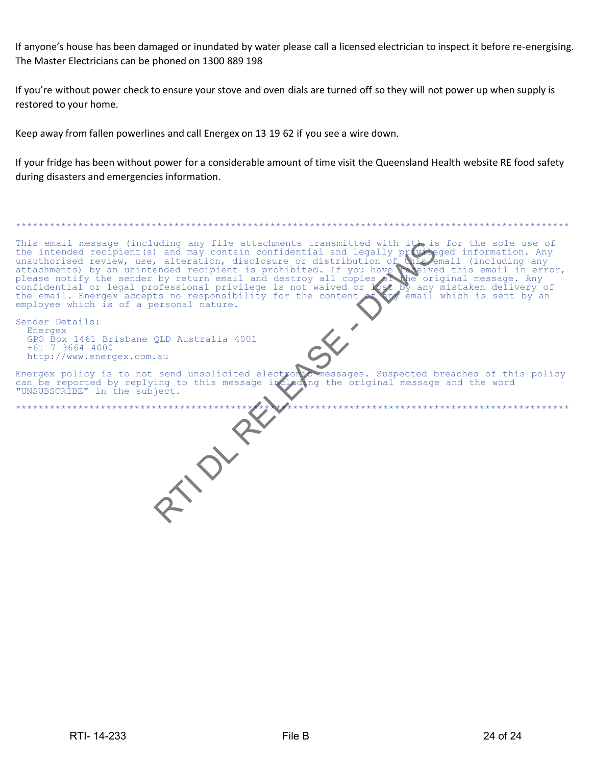If anyone's house has been damaged or inundated by water please call a licensed electrician to inspect it before re-energising. The Master Electricians can be phoned on 1300 889 198

If you're without power check to ensure your stove and oven dials are turned off so they will not power up when supply is restored to your home.

Keep away from fallen powerlines and call Energex on 13 19 62 if you see a wire down.

If your fridge has been without power for a considerable amount of time visit the Queensland Health website RE food safety during disasters and emergencies information.

```
**************************************************************************************************

This email message (including any file attachments transmitted with it) is for the sole use of
the intended recipient(s) and may contain confidential and legally privileged information. Any
unauthorised review, use, alteration, disclosure or distribution of this email (including any
attachments) by an unintended recipient is prohibited. If you have received this email in error,
please notify the sender by return email and destroy all copies of the original message. Any
confidential or legal professional privilege is not waived or lost by any mistaken delivery of
the email. Energex accepts no responsibility for the content of any email which is sent by an
employee which is of a personal nature.

Sender Details:
  Energex
  GPO Box 1461 Brisbane QLD Australia 4001
  +61 7 3664 4000
  http://www.energex.com.au

Energex policy is to not send unsolicited electronic messages. Suspected breaches of this policy
can be reported by replying to this message including the original message and the word
"UNSUBSCRIBE" in the subject.

**************************************************************************************************
```

RTI DL RELEASE - DEWS